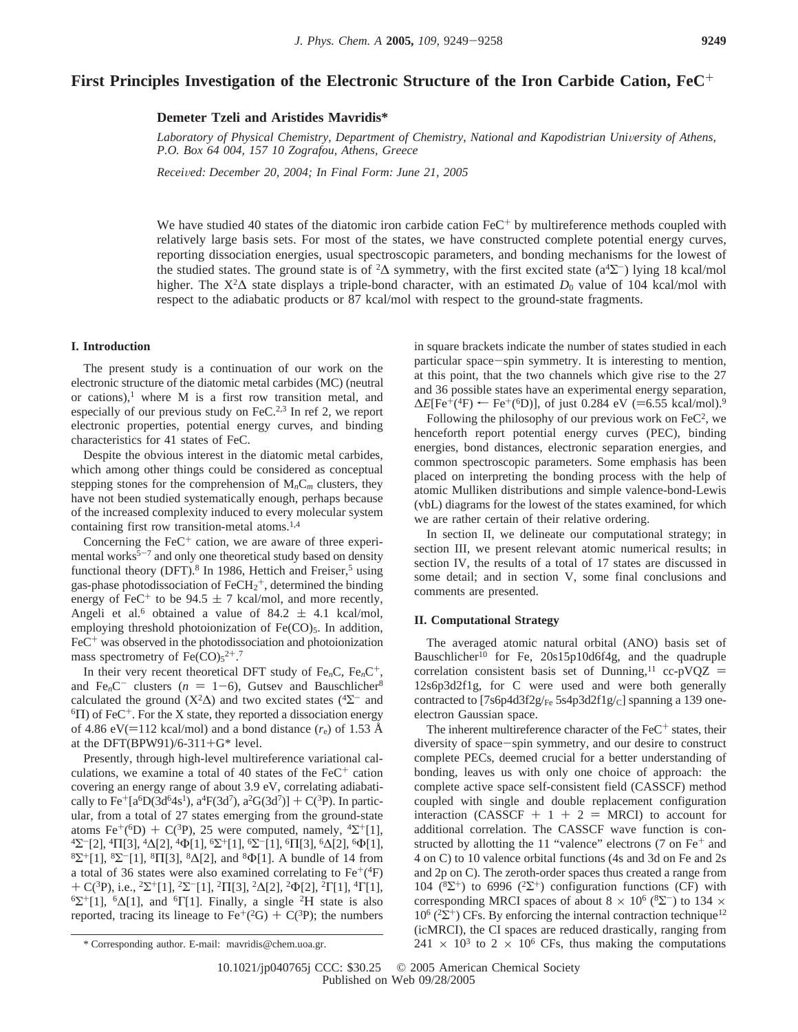# First Principles Investigation of the Electronic Structure of the Iron Carbide Cation, $FeC^+$

**Demeter Tzeli and Aristides Mavridis***

*Laboratory of Physical Chemistry, Department of Chemistry, National and Kapodistrian University of Athens, P.O. Box 64 004, 157 10 Zografou, Athens, Greece*

*Received: December 20, 2004; In Final Form: June 21, 2005*

We have studied 40 states of the diatomic iron carbide cation $FeC^+$ by multireference methods coupled with relatively large basis sets. For most of the states, we have constructed complete potential energy curves, reporting dissociation energies, usual spectroscopic parameters, and bonding mechanisms for the lowest of the studied states. The ground state is of $^2\Delta$ symmetry, with the first excited state ($a^4\Sigma^-$) lying 18 kcal/mol higher. The $X^2\Delta$ state displays a triple-bond character, with an estimated $D_0$ value of 104 kcal/mol with respect to the adiabatic products or 87 kcal/mol with respect to the ground-state fragments.

## I. Introduction

The present study is a continuation of our work on the electronic structure of the diatomic metal carbides (MC) (neutral or cations),[1] where M is a first row transition metal, and especially of our previous study on FeC.[2,3] In ref 2, we report electronic properties, potential energy curves, and binding characteristics for 41 states of FeC.

Despite the obvious interest in the diatomic metal carbides, which among other things could be considered as conceptual stepping stones for the comprehension of $M_nC_m$ clusters, they have not been studied systematically enough, perhaps because of the increased complexity induced to every molecular system containing first row transition-metal atoms.[1,4]

Concerning the $FeC^+$ cation, we are aware of three experimental works[5-7] and only one theoretical study based on density functional theory (DFT).[8] In 1986, Hettich and Freiser,[5] using gas-phase photodissociation of $FeCH_2^+$, determined the binding energy of $FeC^+$ to be 94.5 ± 7 kcal/mol, and more recently, Angeli et al.[6] obtained a value of 84.2 ± 4.1 kcal/mol, employing threshold photoionization of $Fe(CO)_5$. In addition, $FeC^+$ was observed in the photodissociation and photoionization mass spectrometry of $Fe(CO)_5^{2+}$.[7]

In their very recent theoretical DFT study of $Fe_nC$, $Fe_nC^+$, and $Fe_nC^-$ clusters ($n$ = 1−6), Gutsev and Bauschlicher[8] calculated the ground ($X^2\Delta$) and two excited states ($^4\Sigma^-$ and $^6\Pi$) of $FeC^+$. For the X state, they reported a dissociation energy of 4.86 eV(=112 kcal/mol) and a bond distance ($r_e$) of 1.53 Å at the DFT(BPW91)/6-311+G* level.

Presently, through high-level multireference variational calculations, we examine a total of 40 states of the $FeC^+$ cation covering an energy range of about 3.9 eV, correlating adiabatically to $Fe^+[a^6D(3d^64s^1), a^4F(3d^7), a^2G(3d^7)] + C(^3P)$. In particular, from a total of 27 states emerging from the ground-state atoms $Fe^+(^6D) + C(^3P)$, 25 were computed, namely, $^4\Sigma^+$[1], $^4\Sigma^-$[2], $^4\Pi$[3], $^4\Delta$[2], $^4\Phi$[1], $^6\Sigma^+$[1], $^6\Sigma^-$[1], $^6\Pi$[3], $^6\Delta$[2], $^6\Phi$[1], $^8\Sigma^+$[1], $^8\Sigma^-$[1], $^8\Pi$[3], $^8\Delta$[2], and $^8\Phi$[1]. A bundle of 14 from a total of 36 states were also examined correlating to $Fe^+(^4F) + C(^3P)$, i.e., $^2\Sigma^+$[1], $^2\Sigma^-$[1], $^2\Pi$[3], $^2\Delta$[2], $^2\Phi$[2], $^2\Gamma$[1], $^4\Gamma$[1], $^6\Sigma^+$[1], $^6\Delta$[1], and $^6\Gamma$[1]. Finally, a single $^2$H state is also reported, tracing its lineage to $Fe^+(^2G) + C(^3P)$; the numbers in square brackets indicate the number of states studied in each particular space−spin symmetry. It is interesting to mention, at this point, that the two channels which give rise to the 27 and 36 possible states have an experimental energy separation, $\Delta E[Fe^+(^4F) \leftarrow Fe^+(^6D)]$, of just 0.284 eV (=6.55 kcal/mol).[9]

Following the philosophy of our previous work on FeC[2], we henceforth report potential energy curves (PEC), binding energies, bond distances, electronic separation energies, and common spectroscopic parameters. Some emphasis has been placed on interpreting the bonding process with the help of atomic Mulliken distributions and simple valence-bond-Lewis (vbL) diagrams for the lowest of the states examined, for which we are rather certain of their relative ordering.

In section II, we delineate our computational strategy; in section III, we present relevant atomic numerical results; in section IV, the results of a total of 17 states are discussed in some detail; and in section V, some final conclusions and comments are presented.

## II. Computational Strategy

The averaged atomic natural orbital (ANO) basis set of Bauschlicher[10] for Fe, 20s15p10d6f4g, and the quadruple correlation consistent basis set of Dunning,[11] cc-pVQZ = 12s6p3d2f1g, for C were used and were both generally contracted to $[7s6p4d3f2g/_{Fe}\ 5s4p3d2f1g/_{C}]$ spanning a 139 one-electron Gaussian space.

The inherent multireference character of the $FeC^+$ states, their diversity of space−spin symmetry, and our desire to construct complete PECs, deemed crucial for a better understanding of bonding, leaves us with only one choice of approach: the complete active space self-consistent field (CASSCF) method coupled with single and double replacement configuration interaction (CASSCF + 1 + 2 = MRCI) to account for additional correlation. The CASSCF wave function is constructed by allotting the 11 "valence" electrons (7 on $Fe^+$ and 4 on C) to 10 valence orbital functions (4s and 3d on Fe and 2s and 2p on C). The zeroth-order spaces thus created a range from 104 ($^8\Sigma^+$) to 6996 ($^2\Sigma^+$) configuration functions (CF) with corresponding MRCI spaces of about $8 \times 10^6$ ($^8\Sigma^-$) to $134 \times 10^6$ ($^2\Sigma^+$) CFs. By enforcing the internal contraction technique[12] (icMRCI), the CI spaces are reduced drastically, ranging from $241 \times 10^3$ to $2 \times 10^6$ CFs, thus making the computations

\* Corresponding author. E-mail: mavridis@chem.uoa.gr.

10.1021/jp040765j CCC: $30.25 © 2005 American Chemical Society
Published on Web 09/28/2005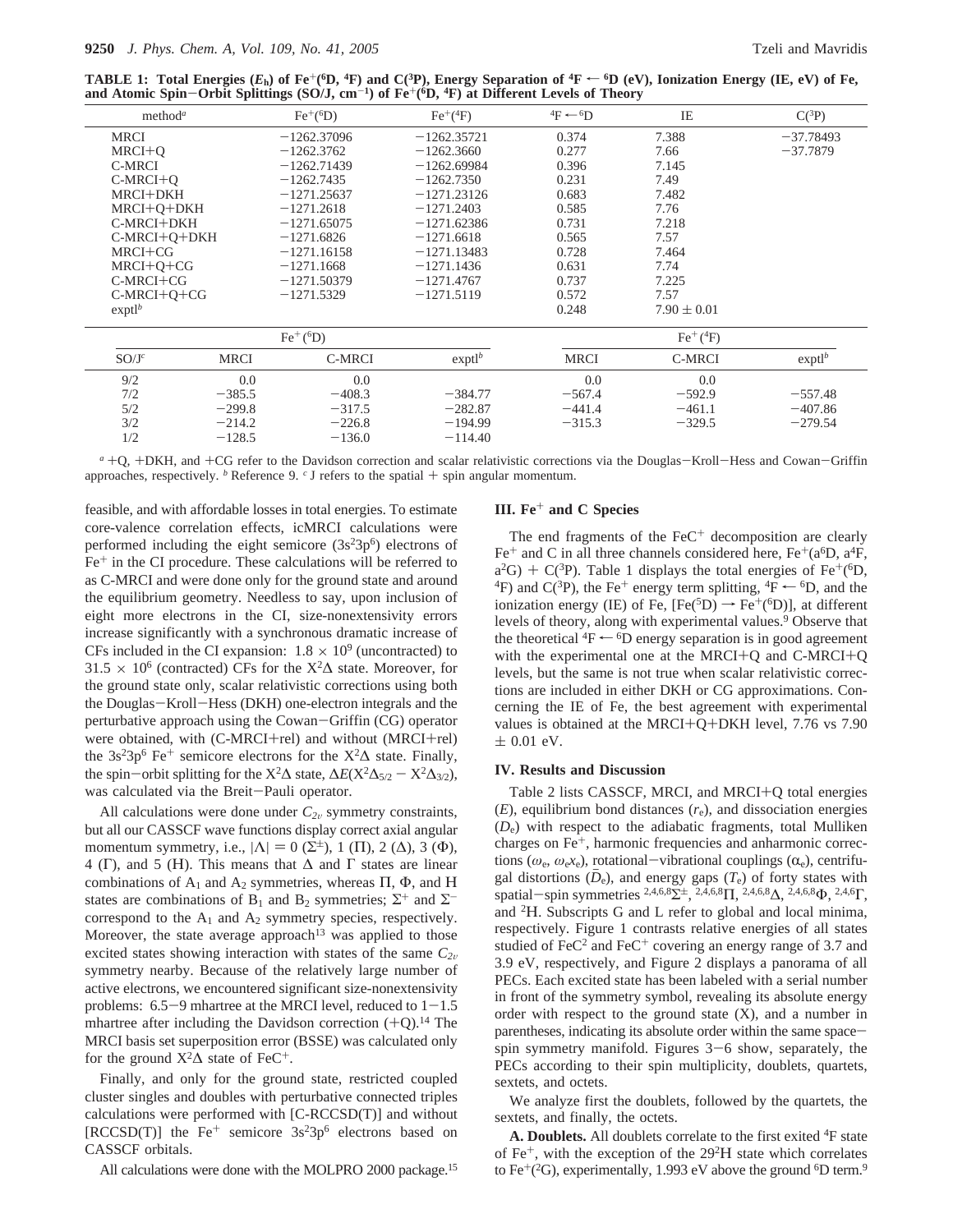**TABLE 1: Total Energies ($E_h$) of $Fe^+$($^6$D, $^4$F) and C($^3$P), Energy Separation of $^4F \leftarrow {}^6D$ (eV), Ionization Energy (IE, eV) of Fe, and Atomic Spin−Orbit Splittings (SO/J, cm$^{-1}$) of $Fe^+$($^6$D, $^4$F) at Different Levels of Theory**

| method[a] | $Fe^+(^6D)$ | $Fe^+(^4F)$ | $^4F \leftarrow {}^6D$ | IE | $C(^3P)$ |
|---|---|---|---|---|---|
| MRCI | −1262.37096 | −1262.35721 | 0.374 | 7.388 | −37.78493 |
| MRCI+Q | −1262.3762 | −1262.3660 | 0.277 | 7.66 | −37.7879 |
| C-MRCI | −1262.71439 | −1262.69984 | 0.396 | 7.145 | |
| C-MRCI+Q | −1262.7435 | −1262.7350 | 0.231 | 7.49 | |
| MRCI+DKH | −1271.25637 | −1271.23126 | 0.683 | 7.482 | |
| MRCI+Q+DKH | −1271.2618 | −1271.2403 | 0.585 | 7.76 | |
| C-MRCI+DKH | −1271.65075 | −1271.62386 | 0.731 | 7.218 | |
| C-MRCI+Q+DKH | −1271.6826 | −1271.6618 | 0.565 | 7.57 | |
| MRCI+CG | −1271.16158 | −1271.13483 | 0.728 | 7.464 | |
| MRCI+Q+CG | −1271.1668 | −1271.1436 | 0.631 | 7.74 | |
| C-MRCI+CG | −1271.50379 | −1271.4767 | 0.737 | 7.225 | |
| C-MRCI+Q+CG | −1271.5329 | −1271.5119 | 0.572 | 7.57 | |
| exptl[b] | | | 0.248 | 7.90 ± 0.01 | |

| | $Fe^+(^6D)$ | | | $Fe^+(^4F)$ | | |
|---|---|---|---|---|---|---|
| SO/J[c] | MRCI | C-MRCI | exptl[b] | MRCI | C-MRCI | exptl[b] |
| 9/2 | 0.0 | 0.0 | | 0.0 | 0.0 | |
| 7/2 | −385.5 | −408.3 | −384.77 | −567.4 | −592.9 | −557.48 |
| 5/2 | −299.8 | −317.5 | −282.87 | −441.4 | −461.1 | −407.86 |
| 3/2 | −214.2 | −226.8 | −194.99 | −315.3 | −329.5 | −279.54 |
| 1/2 | −128.5 | −136.0 | −114.40 | | | |

[a] +Q, +DKH, and +CG refer to the Davidson correction and scalar relativistic corrections via the Douglas−Kroll−Hess and Cowan−Griffin approaches, respectively. [b] Reference 9. [c] J refers to the spatial + spin angular momentum.

feasible, and with affordable losses in total energies. To estimate core-valence correlation effects, icMRCI calculations were performed including the eight semicore ($3s^23p^6$) electrons of $Fe^+$ in the CI procedure. These calculations will be referred to as C-MRCI and were done only for the ground state and around the equilibrium geometry. Needless to say, upon inclusion of eight more electrons in the CI, size-nonextensivity errors increase significantly with a synchronous dramatic increase of CFs included in the CI expansion: $1.8 \times 10^9$ (uncontracted) to $31.5 \times 10^6$ (contracted) CFs for the $X^2\Delta$ state. Moreover, for the ground state only, scalar relativistic corrections using both the Douglas−Kroll−Hess (DKH) one-electron integrals and the perturbative approach using the Cowan−Griffin (CG) operator were obtained, with (C-MRCI+rel) and without (MRCI+rel) the $3s^23p^6$ $Fe^+$ semicore electrons for the $X^2\Delta$ state. Finally, the spin−orbit splitting for the $X^2\Delta$ state, $\Delta E(X^2\Delta_{5/2} - X^2\Delta_{3/2})$, was calculated via the Breit−Pauli operator.

All calculations were done under $C_{2v}$ symmetry constraints, but all our CASSCF wave functions display correct axial angular momentum symmetry, i.e., $|\Lambda| = 0$ ($\Sigma^\pm$), 1 ($\Pi$), 2 ($\Delta$), 3 ($\Phi$), 4 ($\Gamma$), and 5 (H). This means that $\Delta$ and $\Gamma$ states are linear combinations of $A_1$ and $A_2$ symmetries, whereas $\Pi$, $\Phi$, and H states are combinations of $B_1$ and $B_2$ symmetries; $\Sigma^+$ and $\Sigma^-$ correspond to the $A_1$ and $A_2$ symmetry species, respectively. Moreover, the state average approach[13] was applied to those excited states showing interaction with states of the same $C_{2v}$ symmetry nearby. Because of the relatively large number of active electrons, we encountered significant size-nonextensivity problems: 6.5−9 mhartree at the MRCI level, reduced to 1−1.5 mhartree after including the Davidson correction (+Q).[14] The MRCI basis set superposition error (BSSE) was calculated only for the ground $X^2\Delta$ state of $FeC^+$.

Finally, and only for the ground state, restricted coupled cluster singles and doubles with perturbative connected triples calculations were performed with [C-RCCSD(T)] and without [RCCSD(T)] the $Fe^+$ semicore $3s^23p^6$ electrons based on CASSCF orbitals.

All calculations were done with the MOLPRO 2000 package.[15]

## III. $Fe^+$ and C Species

The end fragments of the $FeC^+$ decomposition are clearly $Fe^+$ and C in all three channels considered here, $Fe^+$($a^6$D, $a^4$F, $a^2$G) + C($^3$P). Table 1 displays the total energies of $Fe^+$($^6$D, $^4$F) and C($^3$P), the $Fe^+$ energy term splitting, $^4F \leftarrow {}^6D$, and the ionization energy (IE) of Fe, [Fe($^5$D) → $Fe^+$($^6$D)], at different levels of theory, along with experimental values.[9] Observe that the theoretical $^4F \leftarrow {}^6D$ energy separation is in good agreement with the experimental one at the MRCI+Q and C-MRCI+Q levels, but the same is not true when scalar relativistic corrections are included in either DKH or CG approximations. Concerning the IE of Fe, the best agreement with experimental values is obtained at the MRCI+Q+DKH level, 7.76 vs 7.90 ± 0.01 eV.

## IV. Results and Discussion

Table 2 lists CASSCF, MRCI, and MRCI+Q total energies ($E$), equilibrium bond distances ($r_e$), and dissociation energies ($D_e$) with respect to the adiabatic fragments, total Mulliken charges on $Fe^+$, harmonic frequencies and anharmonic corrections ($\omega_e$, $\omega_e x_e$), rotational−vibrational couplings ($\alpha_e$), centrifugal distortions ($\bar{D}_e$), and energy gaps ($T_e$) of forty states with spatial−spin symmetries $^{2,4,6,8}\Sigma^\pm$, $^{2,4,6,8}\Pi$, $^{2,4,6,8}\Delta$, $^{2,4,6,8}\Phi$, $^{2,4,6}\Gamma$, and $^2$H. Subscripts G and L refer to global and local minima, respectively. Figure 1 contrasts relative energies of all states studied of $FeC^2$ and $FeC^+$ covering an energy range of 3.7 and 3.9 eV, respectively, and Figure 2 displays a panorama of all PECs. Each excited state has been labeled with a serial number in front of the symmetry symbol, revealing its absolute energy order with respect to the ground state (X), and a number in parentheses, indicating its absolute order within the same space−spin symmetry manifold. Figures 3−6 show, separately, the PECs according to their spin multiplicity, doublets, quartets, sextets, and octets.

We analyze first the doublets, followed by the quartets, the sextets, and finally, the octets.

**A. Doublets.** All doublets correlate to the first exited $^4$F state of $Fe^+$, with the exception of the 29$^2$H state which correlates to $Fe^+$($^2$G), experimentally, 1.993 eV above the ground $^6$D term.[9]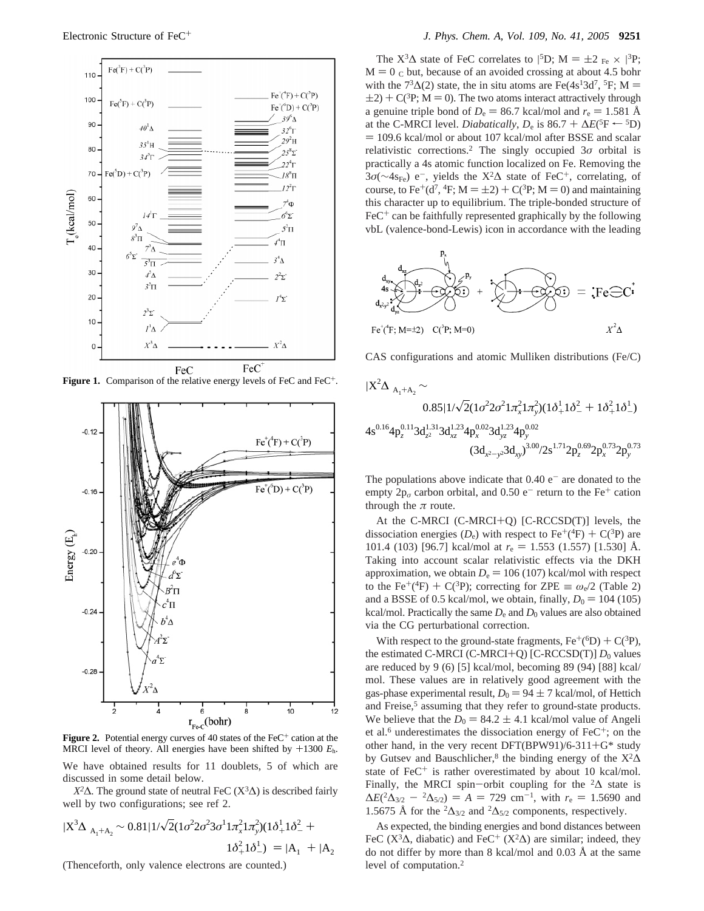Fe($^3$F) + C($^3$P)

Fe($^5$F) + C($^3$P)

Fe($^5$D) + C($^3$P)

Fe$^+$($^4$F) + C($^3$P)

Fe$^+$($^6$D) + C($^3$P)

$T_e$ (kcal/mol)

110
100
90
80
70
60
50
40
30
20
10
0

$40^1\Delta$
$35^1$H
$34^3\Gamma$
$14^1\Gamma$
$9^7\Delta$
$8^3\Pi$
$7^3\Delta$
$6^5\Sigma^-$
$5^3\Pi$
$4^5\Delta$
$3^3\Pi$
$2^3\Sigma^-$
$1^1\Delta$
$X^3\Delta$

$39^6\Delta$
$32^4\Gamma$
$29^2$H
$25^8\Sigma^-$
$22^4\Gamma$
$18^8\Pi$
$12^2\Gamma$
$7^4\Phi$
$6^4\Sigma^-$
$5^2\Pi$
$4^4\Pi$
$3^4\Delta$
$2^2\Sigma^-$
$1^4\Sigma^-$
$X^2\Delta$

FeC    FeC$^+$

**Figure 1.** Comparison of the relative energy levels of FeC and FeC$^+$.

Energy ($E_h$)

-0.12
-0.16
-0.20
-0.24
-0.28

Fe$^+$($^4$F) + C($^3$P)
Fe$^+$($^6$D) + C($^3$P)

$e^4\Phi$
$d^4\Sigma^-$
$B^2\Pi$
$c^4\Pi$
$b^4\Delta$
$A^2\Sigma^-$
$a^4\Sigma^-$
$X^2\Delta$

2 4 6 8 10 12

$r_{Fe-C}$(bohr)

**Figure 2.** Potential energy curves of 40 states of the FeC$^+$ cation at the MRCI level of theory. All energies have been shifted by +1300 $E_h$.

We have obtained results for 11 doublets, 5 of which are discussed in some detail below.

*$X^2\Delta$.* The ground state of neutral FeC ($X^3\Delta$) is described fairly well by two configurations; see ref 2.

$$|X^3\Delta\rangle_{A_1+A_2} \sim 0.81|1/\sqrt{2}(1\sigma^2 2\sigma^2 3\sigma^1 1\pi_x^2 1\pi_y^2)(1\delta_+^1 1\delta_-^2 + 1\delta_+^2 1\delta_-^1)\rangle = |A_1\rangle + |A_2\rangle$$

(Thenceforth, only valence electrons are counted.)

The $X^3\Delta$ state of FeC correlates to $|^5D; M = \pm 2\rangle_{Fe} \times |^3P; M = 0\rangle_C$ but, because of an avoided crossing at about 4.5 bohr with the $7^3\Delta(2)$ state, the in situ atoms are Fe($4s^1 3d^7$, $^5$F; $M = \pm 2$) + C($^3$P; $M = 0$). The two atoms interact attractively through a genuine triple bond of $D_e$ = 86.7 kcal/mol and $r_e$ = 1.581 Å at the C-MRCI level. *Diabatically*, $D_e$ is 86.7 + $\Delta E$($^5$F ← $^5$D) = 109.6 kcal/mol or about 107 kcal/mol after BSSE and scalar relativistic corrections.[2] The singly occupied $3\sigma$ orbital is practically a 4s atomic function localized on Fe. Removing the $3\sigma(\sim 4s_{Fe})$ e$^-$, yields the $X^2\Delta$ state of FeC$^+$, correlating, of course, to Fe$^+$($d^7$, $^4$F; $M = \pm 2$) + C($^3$P; $M = 0$) and maintaining this character up to equilibrium. The triple-bonded structure of FeC$^+$ can be faithfully represented graphically by the following vbL (valence-bond-Lewis) icon in accordance with the leading

Fe$^+$($^4$F; M=±2)   C($^3$P; M=0)   $X^2\Delta$

CAS configurations and atomic Mulliken distributions (Fe/C)

$$|X^2\Delta\rangle_{A_1+A_2} \sim 0.85|1/\sqrt{2}(1\sigma^2 2\sigma^2 1\pi_x^2 1\pi_y^2)(1\delta_+^1 1\delta_-^2 + 1\delta_+^2 1\delta_-^1)\rangle$$

$$4s^{0.16}4p_z^{0.11}3d_{z^2}^{1.31}3d_{xz}^{1.23}4p_x^{0.02}3d_{yz}^{1.23}4p_y^{0.02}(3d_{x^2-y^2}3d_{xy})^{3.00}/2s^{1.71}2p_z^{0.69}2p_x^{0.73}2p_y^{0.73}$$

The populations above indicate that 0.40 e$^-$ are donated to the empty $2p_\sigma$ carbon orbital, and 0.50 e$^-$ return to the Fe$^+$ cation through the $\pi$ route.

At the C-MRCI (C-MRCI+Q) [C-RCCSD(T)] levels, the dissociation energies ($D_e$) with respect to Fe$^+$($^4$F) + C($^3$P) are 101.4 (103) [96.7] kcal/mol at $r_e$ = 1.553 (1.557) [1.530] Å. Taking into account scalar relativistic effects via the DKH approximation, we obtain $D_e$ = 106 (107) kcal/mol with respect to the Fe$^+$($^4$F) + C($^3$P); correcting for ZPE ≡ $\omega_e/2$ (Table 2) and a BSSE of 0.5 kcal/mol, we obtain, finally, $D_0$ = 104 (105) kcal/mol. Practically the same $D_e$ and $D_0$ values are also obtained via the CG perturbational correction.

With respect to the ground-state fragments, Fe$^+$($^6$D) + C($^3$P), the estimated C-MRCI (C-MRCI+Q) [C-RCCSD(T)] $D_0$ values are reduced by 9 (6) [5] kcal/mol, becoming 89 (94) [88] kcal/mol. These values are in relatively good agreement with the gas-phase experimental result, $D_0$ = 94 ± 7 kcal/mol, of Hettich and Freise,[5] assuming that they refer to ground-state products. We believe that the $D_0$ = 84.2 ± 4.1 kcal/mol value of Angeli et al.[6] underestimates the dissociation energy of FeC$^+$; on the other hand, in the very recent DFT(BPW91)/6-311+G* study by Gutsev and Bauschlicher,[8] the binding energy of the $X^2\Delta$ state of FeC$^+$ is rather overestimated by about 10 kcal/mol. Finally, the MRCI spin–orbit coupling for the $^2\Delta$ state is $\Delta E(^2\Delta_{3/2} - {}^2\Delta_{5/2}) = A$ = 729 cm$^{-1}$, with $r_e$ = 1.5690 and 1.5675 Å for the $^2\Delta_{3/2}$ and $^2\Delta_{5/2}$ components, respectively.

As expected, the binding energies and bond distances between FeC ($X^3\Delta$, diabatic) and FeC$^+$ ($X^2\Delta$) are similar; indeed, they do not differ by more than 8 kcal/mol and 0.03 Å at the same level of computation.[2]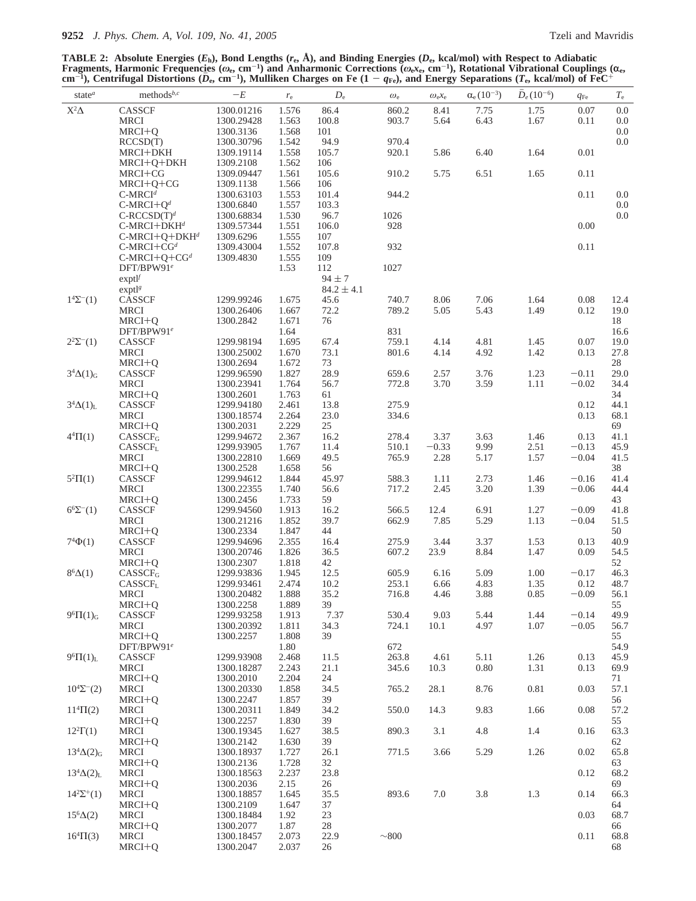**TABLE 2: Absolute Energies ($E_h$), Bond Lengths ($r_e$, Å), and Binding Energies ($D_e$, kcal/mol) with Respect to Adiabatic Fragments, Harmonic Frequencies ($\omega_e$, cm$^{-1}$) and Anharmonic Corrections ($\omega_e x_e$, cm$^{-1}$), Rotational Vibrational Couplings ($\alpha_e$, cm$^{-1}$), Centrifugal Distortions ($\bar{D}_e$, cm$^{-1}$), Mulliken Charges on Fe ($1 - q_{Fe}$), and Energy Separations ($T_e$, kcal/mol) of $FeC^+$**

| state[a] | methods[b,c] | $-E$ | $r_e$ | $D_e$ | $\omega_e$ | $\omega_e x_e$ | $\alpha_e (10^{-3})$ | $\bar{D}_e (10^{-6})$ | $q_{Fe}$ | $T_e$ |
|---|---|---|---|---|---|---|---|---|---|---|
| $X^2\Delta$ | CASSCF | 1300.01216 | 1.576 | 86.4 | 860.2 | 8.41 | 7.75 | 1.75 | 0.07 | 0.0 |
| | MRCI | 1300.29428 | 1.563 | 100.8 | 903.7 | 5.64 | 6.43 | 1.67 | 0.11 | 0.0 |
| | MRCI+Q | 1300.3136 | 1.568 | 101 | | | | | | 0.0 |
| | RCCSD(T) | 1300.30796 | 1.542 | 94.9 | 970.4 | | | | | 0.0 |
| | MRCI+DKH | 1309.19114 | 1.558 | 105.7 | 920.1 | 5.86 | 6.40 | 1.64 | 0.01 | |
| | MRCI+Q+DKH | 1309.2108 | 1.562 | 106 | | | | | | |
| | MRCI+CG | 1309.09447 | 1.561 | 105.6 | 910.2 | 5.75 | 6.51 | 1.65 | 0.11 | |
| | MRCI+Q+CG | 1309.1138 | 1.566 | 106 | | | | | | |
| | C-MRCI[d] | 1300.63103 | 1.553 | 101.4 | 944.2 | | | | 0.11 | 0.0 |
| | C-MRCI+Q[d] | 1300.6840 | 1.557 | 103.3 | | | | | | 0.0 |
| | C-RCCSD(T)[d] | 1300.68834 | 1.530 | 96.7 | 1026 | | | | | 0.0 |
| | C-MRCI+DKH[d] | 1309.57344 | 1.551 | 106.0 | 928 | | | | 0.00 | |
| | C-MRCI+Q+DKH[d] | 1309.6296 | 1.555 | 107 | | | | | | |
| | C-MRCI+CG[d] | 1309.43004 | 1.552 | 107.8 | 932 | | | | 0.11 | |
| | C-MRCI+Q+CG[d] | 1309.4830 | 1.555 | 109 | | | | | | |
| | DFT/BPW91[e] | | 1.53 | 112 | 1027 | | | | | |
| | exptl[f] | | | $94 \pm 7$ | | | | | | |
| | exptl[g] | | | $84.2 \pm 4.1$ | | | | | | |
| $1^4\Sigma^-(1)$ | CASSCF | 1299.99246 | 1.675 | 45.6 | 740.7 | 8.06 | 7.06 | 1.64 | 0.08 | 12.4 |
| | MRCI | 1300.26406 | 1.667 | 72.2 | 789.2 | 5.05 | 5.43 | 1.49 | 0.12 | 19.0 |
| | MRCI+Q | 1300.2842 | 1.671 | 76 | | | | | | 18 |
| | DFT/BPW91[e] | | 1.64 | | 831 | | | | | 16.6 |
| $2^2\Sigma^-(1)$ | CASSCF | 1299.98194 | 1.695 | 67.4 | 759.1 | 4.14 | 4.81 | 1.45 | 0.07 | 19.0 |
| | MRCI | 1300.25002 | 1.670 | 73.1 | 801.6 | 4.14 | 4.92 | 1.42 | 0.13 | 27.8 |
| | MRCI+Q | 1300.2694 | 1.672 | 73 | | | | | | 28 |
| $3^4\Delta(1)_G$ | CASSCF | 1299.96590 | 1.827 | 28.9 | 659.6 | 2.57 | 3.76 | 1.23 | −0.11 | 29.0 |
| | MRCI | 1300.23941 | 1.764 | 56.7 | 772.8 | 3.70 | 3.59 | 1.11 | −0.02 | 34.4 |
| | MRCI+Q | 1300.2601 | 1.763 | 61 | | | | | | 34 |
| $3^4\Delta(1)_L$ | CASSCF | 1299.94180 | 2.461 | 13.8 | 275.9 | | | | 0.12 | 44.1 |
| | MRCI | 1300.18574 | 2.264 | 23.0 | 334.6 | | | | 0.13 | 68.1 |
| | MRCI+Q | 1300.2031 | 2.229 | 25 | | | | | | 69 |
| $4^4\Pi(1)$ | CASSCF$_G$ | 1299.94672 | 2.367 | 16.2 | 278.4 | 3.37 | 3.63 | 1.46 | 0.13 | 41.1 |
| | CASSCF$_L$ | 1299.93905 | 1.767 | 11.4 | 510.1 | −0.33 | 9.99 | 2.51 | −0.13 | 45.9 |
| | MRCI | 1300.22810 | 1.669 | 49.5 | 765.9 | 2.28 | 5.17 | 1.57 | −0.04 | 41.5 |
| | MRCI+Q | 1300.2528 | 1.658 | 56 | | | | | | 38 |
| $5^2\Pi(1)$ | CASSCF | 1299.94612 | 1.844 | 45.97 | 588.3 | 1.11 | 2.73 | 1.46 | −0.16 | 41.4 |
| | MRCI | 1300.22355 | 1.740 | 56.6 | 717.2 | 2.45 | 3.20 | 1.39 | −0.06 | 44.4 |
| | MRCI+Q | 1300.2456 | 1.733 | 59 | | | | | | 43 |
| $6^6\Sigma^-(1)$ | CASSCF | 1299.94560 | 1.913 | 16.2 | 566.5 | 12.4 | 6.91 | 1.27 | −0.09 | 41.8 |
| | MRCI | 1300.21216 | 1.852 | 39.7 | 662.9 | 7.85 | 5.29 | 1.13 | −0.04 | 51.5 |
| | MRCI+Q | 1300.2334 | 1.847 | 44 | | | | | | 50 |
| $7^4\Phi(1)$ | CASSCF | 1299.94696 | 2.355 | 16.4 | 275.9 | 3.44 | 3.37 | 1.53 | 0.13 | 40.9 |
| | MRCI | 1300.20746 | 1.826 | 36.5 | 607.2 | 23.9 | 8.84 | 1.47 | 0.09 | 54.5 |
| | MRCI+Q | 1300.2307 | 1.818 | 42 | | | | | | 52 |
| $8^6\Delta(1)$ | CASSCF$_G$ | 1299.93836 | 1.945 | 12.5 | 605.9 | 6.16 | 5.09 | 1.00 | −0.17 | 46.3 |
| | CASSCF$_L$ | 1299.93461 | 2.474 | 10.2 | 253.1 | 6.66 | 4.83 | 1.35 | 0.12 | 48.7 |
| | MRCI | 1300.20482 | 1.888 | 35.2 | 716.8 | 4.46 | 3.88 | 0.85 | −0.09 | 56.1 |
| | MRCI+Q | 1300.2258 | 1.889 | 39 | | | | | | 55 |
| $9^6\Pi(1)_G$ | CASSCF | 1299.93258 | 1.913 | 7.37 | 530.4 | 9.03 | 5.44 | 1.44 | −0.14 | 49.9 |
| | MRCI | 1300.20392 | 1.811 | 34.3 | 724.1 | 10.1 | 4.97 | 1.07 | −0.05 | 56.7 |
| | MRCI+Q | 1300.2257 | 1.808 | 39 | | | | | | 55 |
| | DFT/BPW91[e] | | 1.80 | | 672 | | | | | 54.9 |
| $9^6\Pi(1)_L$ | CASSCF | 1299.93908 | 2.468 | 11.5 | 263.8 | 4.61 | 5.11 | 1.26 | 0.13 | 45.9 |
| | MRCI | 1300.18287 | 2.243 | 21.1 | 345.6 | 10.3 | 0.80 | 1.31 | 0.13 | 69.9 |
| | MRCI+Q | 1300.2010 | 2.204 | 24 | | | | | | 71 |
| $10^4\Sigma^-(2)$ | MRCI | 1300.20330 | 1.858 | 34.5 | 765.2 | 28.1 | 8.76 | 0.81 | 0.03 | 57.1 |
| | MRCI+Q | 1300.2247 | 1.857 | 39 | | | | | | 56 |
| $11^4\Pi(2)$ | MRCI | 1300.20311 | 1.849 | 34.2 | 550.0 | 14.3 | 9.83 | 1.66 | 0.08 | 57.2 |
| | MRCI+Q | 1300.2257 | 1.830 | 39 | | | | | | 55 |
| $12^2\Gamma(1)$ | MRCI | 1300.19345 | 1.627 | 38.5 | 890.3 | 3.1 | 4.8 | 1.4 | 0.16 | 63.3 |
| | MRCI+Q | 1300.2142 | 1.630 | 39 | | | | | | 62 |
| $13^4\Delta(2)_G$ | MRCI | 1300.18937 | 1.727 | 26.1 | 771.5 | 3.66 | 5.29 | 1.26 | 0.02 | 65.8 |
| | MRCI+Q | 1300.2136 | 1.728 | 32 | | | | | | 63 |
| $13^4\Delta(2)_L$ | MRCI | 1300.18563 | 2.237 | 23.8 | | | | | 0.12 | 68.2 |
| | MRCI+Q | 1300.2036 | 2.15 | 26 | | | | | | 69 |
| $14^2\Sigma^+(1)$ | MRCI | 1300.18857 | 1.645 | 35.5 | 893.6 | 7.0 | 3.8 | 1.3 | 0.14 | 66.3 |
| | MRCI+Q | 1300.2109 | 1.647 | 37 | | | | | | 64 |
| $15^6\Delta(2)$ | MRCI | 1300.18484 | 1.92 | 23 | | | | | 0.03 | 68.7 |
| | MRCI+Q | 1300.2077 | 1.87 | 28 | | | | | | 66 |
| $16^4\Pi(3)$ | MRCI | 1300.18457 | 2.073 | 22.9 | ~800 | | | | 0.11 | 68.8 |
| | MRCI+Q | 1300.2047 | 2.037 | 26 | | | | | | 68 |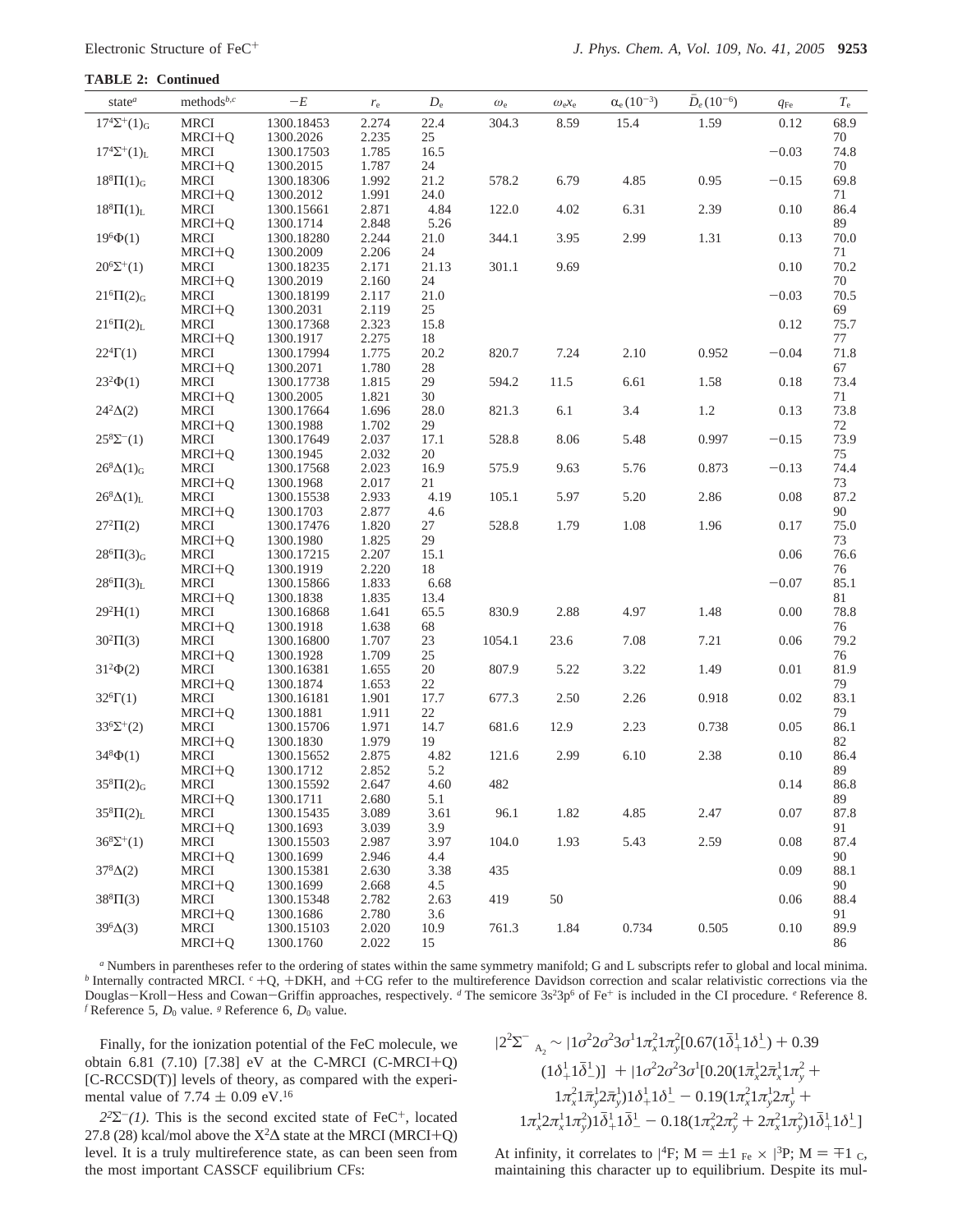**TABLE 2: Continued**

| state[a] | methods[b,c] | $-E$ | $r_e$ | $D_e$ | $\omega_e$ | $\omega_e x_e$ | $\alpha_e (10^{-3})$ | $\bar{D}_e (10^{-6})$ | $q_{Fe}$ | $T_e$ |
|---|---|---|---|---|---|---|---|---|---|---|
| $17\,^4\Sigma^+(1)_G$ | MRCI | 1300.18453 | 2.274 | 22.4 | 304.3 | 8.59 | 15.4 | 1.59 | 0.12 | 68.9 |
| | MRCI+Q | 1300.2026 | 2.235 | 25 | | | | | | 70 |
| $17\,^4\Sigma^+(1)_L$ | MRCI | 1300.17503 | 1.785 | 16.5 | | | | | −0.03 | 74.8 |
| | MRCI+Q | 1300.2015 | 1.787 | 24 | | | | | | 70 |
| $18\,^8\Pi(1)_G$ | MRCI | 1300.18306 | 1.992 | 21.2 | 578.2 | 6.79 | 4.85 | 0.95 | −0.15 | 69.8 |
| | MRCI+Q | 1300.2012 | 1.991 | 24.0 | | | | | | 71 |
| $18\,^8\Pi(1)_L$ | MRCI | 1300.15661 | 2.871 | 4.84 | 122.0 | 4.02 | 6.31 | 2.39 | 0.10 | 86.4 |
| | MRCI+Q | 1300.1714 | 2.848 | 5.26 | | | | | | 89 |
| $19\,^6\Phi(1)$ | MRCI | 1300.18280 | 2.244 | 21.0 | 344.1 | 3.95 | 2.99 | 1.31 | 0.13 | 70.0 |
| | MRCI+Q | 1300.2009 | 2.206 | 24 | | | | | | 71 |
| $20\,^6\Sigma^+(1)$ | MRCI | 1300.18235 | 2.171 | 21.13 | 301.1 | 9.69 | | | 0.10 | 70.2 |
| | MRCI+Q | 1300.2019 | 2.160 | 24 | | | | | | 70 |
| $21\,^6\Pi(2)_G$ | MRCI | 1300.18199 | 2.117 | 21.0 | | | | | −0.03 | 70.5 |
| | MRCI+Q | 1300.2031 | 2.119 | 25 | | | | | | 69 |
| $21\,^6\Pi(2)_L$ | MRCI | 1300.17368 | 2.323 | 15.8 | | | | | 0.12 | 75.7 |
| | MRCI+Q | 1300.1917 | 2.275 | 18 | | | | | | 77 |
| $22\,^4\Gamma(1)$ | MRCI | 1300.17994 | 1.775 | 20.2 | 820.7 | 7.24 | 2.10 | 0.952 | −0.04 | 71.8 |
| | MRCI+Q | 1300.2071 | 1.780 | 28 | | | | | | 67 |
| $23\,^2\Phi(1)$ | MRCI | 1300.17738 | 1.815 | 29 | 594.2 | 11.5 | 6.61 | 1.58 | 0.18 | 73.4 |
| | MRCI+Q | 1300.2005 | 1.821 | 30 | | | | | | 71 |
| $24\,^2\Delta(2)$ | MRCI | 1300.17664 | 1.696 | 28.0 | 821.3 | 6.1 | 3.4 | 1.2 | 0.13 | 73.8 |
| | MRCI+Q | 1300.1988 | 1.702 | 29 | | | | | | 72 |
| $25\,^8\Sigma^-(1)$ | MRCI | 1300.17649 | 2.037 | 17.1 | 528.8 | 8.06 | 5.48 | 0.997 | −0.15 | 73.9 |
| | MRCI+Q | 1300.1945 | 2.032 | 20 | | | | | | 75 |
| $26\,^8\Delta(1)_G$ | MRCI | 1300.17568 | 2.023 | 16.9 | 575.9 | 9.63 | 5.76 | 0.873 | −0.13 | 74.4 |
| | MRCI+Q | 1300.1968 | 2.017 | 21 | | | | | | 73 |
| $26\,^8\Delta(1)_L$ | MRCI | 1300.15538 | 2.933 | 4.19 | 105.1 | 5.97 | 5.20 | 2.86 | 0.08 | 87.2 |
| | MRCI+Q | 1300.1703 | 2.877 | 4.6 | | | | | | 90 |
| $27\,^2\Pi(2)$ | MRCI | 1300.17476 | 1.820 | 27 | 528.8 | 1.79 | 1.08 | 1.96 | 0.17 | 75.0 |
| | MRCI+Q | 1300.1980 | 1.825 | 29 | | | | | | 73 |
| $28\,^6\Pi(3)_G$ | MRCI | 1300.17215 | 2.207 | 15.1 | | | | | 0.06 | 76.6 |
| | MRCI+Q | 1300.1919 | 2.220 | 18 | | | | | | 76 |
| $28\,^6\Pi(3)_L$ | MRCI | 1300.15866 | 1.833 | 6.68 | | | | | −0.07 | 85.1 |
| | MRCI+Q | 1300.1838 | 1.835 | 13.4 | | | | | | 81 |
| $29\,^2\mathrm{H}(1)$ | MRCI | 1300.16868 | 1.641 | 65.5 | 830.9 | 2.88 | 4.97 | 1.48 | 0.00 | 78.8 |
| | MRCI+Q | 1300.1918 | 1.638 | 68 | | | | | | 76 |
| $30\,^2\Pi(3)$ | MRCI | 1300.16800 | 1.707 | 23 | 1054.1 | 23.6 | 7.08 | 7.21 | 0.06 | 79.2 |
| | MRCI+Q | 1300.1928 | 1.709 | 25 | | | | | | 76 |
| $31\,^2\Phi(2)$ | MRCI | 1300.16381 | 1.655 | 20 | 807.9 | 5.22 | 3.22 | 1.49 | 0.01 | 81.9 |
| | MRCI+Q | 1300.1874 | 1.653 | 22 | | | | | | 79 |
| $32\,^6\Gamma(1)$ | MRCI | 1300.16181 | 1.901 | 17.7 | 677.3 | 2.50 | 2.26 | 0.918 | 0.02 | 83.1 |
| | MRCI+Q | 1300.1881 | 1.911 | 22 | | | | | | 79 |
| $33\,^6\Sigma^+(2)$ | MRCI | 1300.15706 | 1.971 | 14.7 | 681.6 | 12.9 | 2.23 | 0.738 | 0.05 | 86.1 |
| | MRCI+Q | 1300.1830 | 1.979 | 19 | | | | | | 82 |
| $34\,^8\Phi(1)$ | MRCI | 1300.15652 | 2.875 | 4.82 | 121.6 | 2.99 | 6.10 | 2.38 | 0.10 | 86.4 |
| | MRCI+Q | 1300.1712 | 2.852 | 5.2 | | | | | | 89 |
| $35\,^8\Pi(2)_G$ | MRCI | 1300.15592 | 2.647 | 4.60 | 482 | | | | 0.14 | 86.8 |
| | MRCI+Q | 1300.1711 | 2.680 | 5.1 | | | | | | 89 |
| $35\,^8\Pi(2)_L$ | MRCI | 1300.15435 | 3.089 | 3.61 | 96.1 | 1.82 | 4.85 | 2.47 | 0.07 | 87.8 |
| | MRCI+Q | 1300.1693 | 3.039 | 3.9 | | | | | | 91 |
| $36\,^8\Sigma^+(1)$ | MRCI | 1300.15503 | 2.987 | 3.97 | 104.0 | 1.93 | 5.43 | 2.59 | 0.08 | 87.4 |
| | MRCI+Q | 1300.1699 | 2.946 | 4.4 | | | | | | 90 |
| $37\,^8\Delta(2)$ | MRCI | 1300.15381 | 2.630 | 3.38 | 435 | | | | 0.09 | 88.1 |
| | MRCI+Q | 1300.1699 | 2.668 | 4.5 | | | | | | 90 |
| $38\,^8\Pi(3)$ | MRCI | 1300.15348 | 2.782 | 2.63 | 419 | 50 | | | 0.06 | 88.4 |
| | MRCI+Q | 1300.1686 | 2.780 | 3.6 | | | | | | 91 |
| $39\,^6\Delta(3)$ | MRCI | 1300.15103 | 2.020 | 10.9 | 761.3 | 1.84 | 0.734 | 0.505 | 0.10 | 89.9 |
| | MRCI+Q | 1300.1760 | 2.022 | 15 | | | | | | 86 |

[a] Numbers in parentheses refer to the ordering of states within the same symmetry manifold; G and L subscripts refer to global and local minima. [b] Internally contracted MRCI. [c] +Q, +DKH, and +CG refer to the multireference Davidson correction and scalar relativistic corrections via the Douglas−Kroll−Hess and Cowan−Griffin approaches, respectively. [d] The semicore $3s^23p^6$ of $Fe^+$ is included in the CI procedure. [e] Reference 8. [f] Reference 5, $D_0$ value. [g] Reference 6, $D_0$ value.

Finally, for the ionization potential of the FeC molecule, we obtain 6.81 (7.10) [7.38] eV at the C-MRCI (C-MRCI+Q) [C-RCCSD(T)] levels of theory, as compared with the experimental value of 7.74 ± 0.09 eV.[16]

*$2^2\Sigma^-(1)$.* This is the second excited state of $FeC^+$, located 27.8 (28) kcal/mol above the $X^2\Delta$ state at the MRCI (MRCI+Q) level. It is a truly multireference state, as can been seen from the most important CASSCF equilibrium CFs:

$$|2^2\Sigma^-\rangle_{A_2} \sim |1\sigma^2 2\sigma^2 3\sigma^1 1\pi_x^2 1\pi_y^2[0.67(1\bar{\delta}_+^1 1\delta_-^1) + 0.39(1\delta_+^1 1\bar{\delta}_-^1)]\rangle + |1\sigma^2 2\sigma^2 3\sigma^1[0.20(1\bar{\pi}_x^1 2\bar{\pi}_x^1 1\pi_y^2 + 1\pi_x^2 1\bar{\pi}_y^1 2\bar{\pi}_y^1)1\delta_+^1 1\delta_-^1 - 0.19(1\pi_x^2 1\pi_y^1 2\pi_y^1 + 1\pi_x^1 2\pi_x^1 1\pi_y^2)1\bar{\delta}_+^1 1\bar{\delta}_-^1 - 0.18(1\pi_x^2 2\pi_y^2 + 2\pi_x^2 1\pi_y^2)1\bar{\delta}_+^1 1\delta_-^1]\rangle$$

At infinity, it correlates to $|^4F; M = \pm 1\rangle_{Fe} \times |^3P; M = \mp 1\rangle_C$, maintaining this character up to equilibrium. Despite its mul-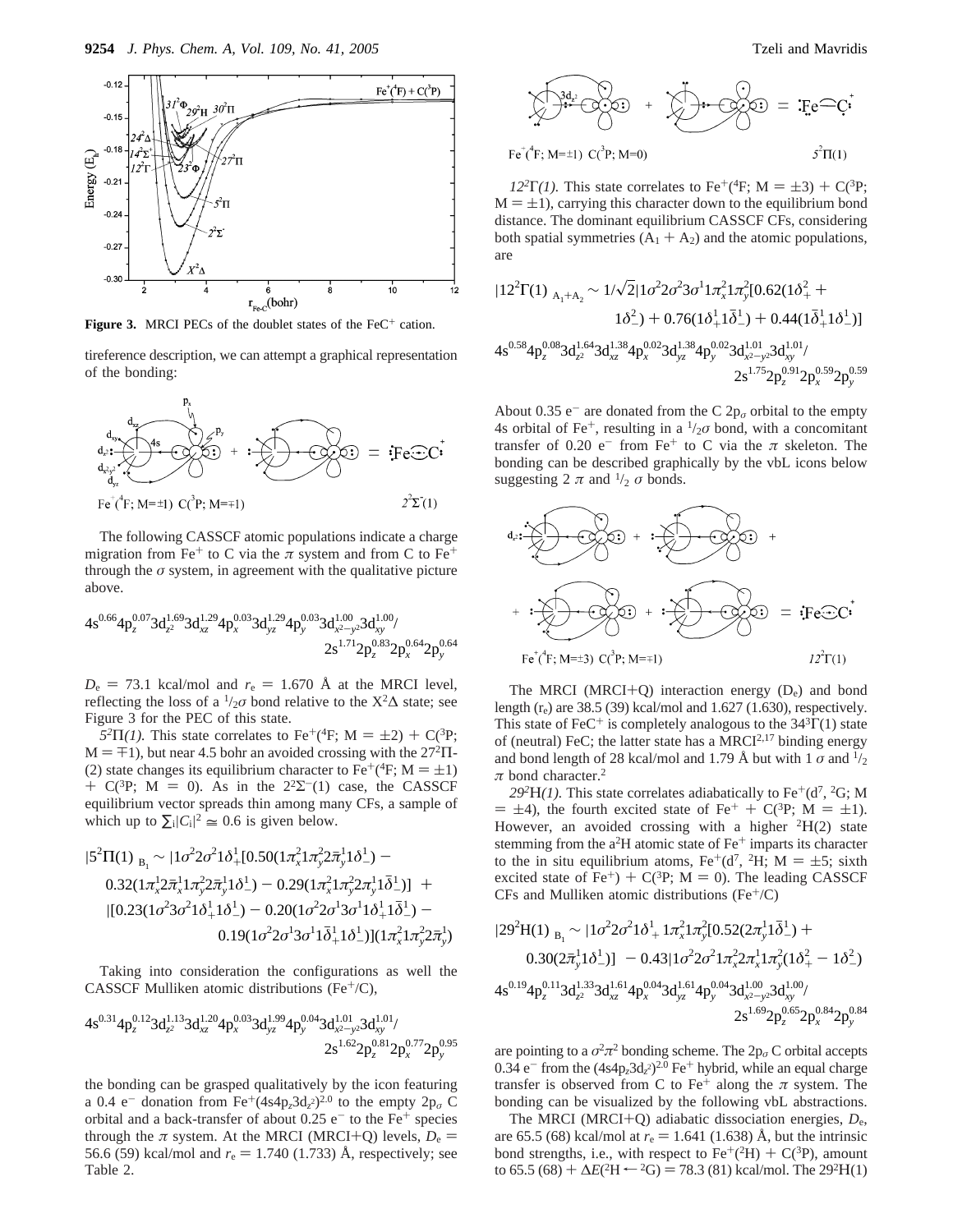-0.12
-0.15
-0.18
-0.21
-0.24
-0.27
-0.30
Energy ($E_h$)
2 4 6 8 10 12
$r_{Fe-C}$(bohr)
$Fe^+(^4F) + C(^3P)$
$31^2\Phi$ $29^2H$ $30^2\Pi$
$24^2\Delta$
$14^2\Sigma^+$
$12^2\Gamma$
$23^2\Phi$
$27^2\Pi$
$5^2\Pi$
$2^2\Sigma^-$
$X^2\Delta$

**Figure 3.** MRCI PECs of the doublet states of the $FeC^+$ cation.

tireference description, we can attempt a graphical representation of the bonding:

$Fe^+(^4F; M=\pm1)$ $C(^3P; M=\mp1)$ $2^2\Sigma^-(1)$

The following CASSCF atomic populations indicate a charge migration from $Fe^+$ to C via the $\pi$ system and from C to $Fe^+$ through the $\sigma$ system, in agreement with the qualitative picture above.

$$4s^{0.66}4p_z^{0.07}3d_{z^2}^{1.69}3d_{xz}^{1.29}4p_x^{0.03}3d_{yz}^{1.29}4p_y^{0.03}3d_{x^2-y^2}^{1.00}3d_{xy}^{1.00}/2s^{1.71}2p_z^{0.83}2p_x^{0.64}2p_y^{0.64}$$

$D_e$ = 73.1 kcal/mol and $r_e$ = 1.670 Å at the MRCI level, reflecting the loss of a $^1/_2\sigma$ bond relative to the $X^2\Delta$ state; see Figure 3 for the PEC of this state.

*$5^2\Pi(1)$.* This state correlates to $Fe^+(^4F; M = \pm2) + C(^3P; M = \mp1)$, but near 4.5 bohr an avoided crossing with the $27^2\Pi(2)$ state changes its equilibrium character to $Fe^+(^4F; M = \pm1) + C(^3P; M = 0)$. As in the $2^2\Sigma^-(1)$ case, the CASSCF equilibrium vector spreads thin among many CFs, a sample of which up to $\sum_i|C_i|^2 \cong 0.6$ is given below.

$$|5^2\Pi(1)\rangle_{B_1} \sim |1\sigma^2 2\sigma^2 1\delta_+^1[0.50(1\pi_x^2 1\pi_y^2 2\bar{\pi}_y^1 1\delta_-^1) - 0.32(1\pi_x^1 2\bar{\pi}_x^1 1\pi_y^2 2\bar{\pi}_y^1 1\delta_-^1) - 0.29(1\pi_x^2 1\pi_y^2 2\pi_y^1 1\bar{\delta}_-^1)]\rangle + |[0.23(1\sigma^2 3\sigma^2 1\delta_+^1 1\delta_-^1) - 0.20(1\sigma^2 2\sigma^1 3\sigma^1 1\delta_+^1 1\bar{\delta}_-^1) - 0.19(1\sigma^2 2\sigma^1 3\sigma^1 1\bar{\delta}_+^1 1\delta_-^1)](1\pi_x^2 1\pi_y^2 2\bar{\pi}_y^1)\rangle$$

Taking into consideration the configurations as well the CASSCF Mulliken atomic distributions ($Fe^+$/C),

$$4s^{0.31}4p_z^{0.12}3d_{z^2}^{1.13}3d_{xz}^{1.20}4p_x^{0.03}3d_{yz}^{1.99}4p_y^{0.04}3d_{x^2-y^2}^{1.01}3d_{xy}^{1.01}/2s^{1.62}2p_z^{0.81}2p_x^{0.77}2p_y^{0.95}$$

the bonding can be grasped qualitatively by the icon featuring a 0.4 $e^-$ donation from $Fe^+(4s4p_z3d_{z^2})^{2.0}$ to the empty $2p_\sigma$ C orbital and a back-transfer of about 0.25 $e^-$ to the $Fe^+$ species through the $\pi$ system. At the MRCI (MRCI+Q) levels, $D_e$ = 56.6 (59) kcal/mol and $r_e$ = 1.740 (1.733) Å, respectively; see Table 2.

$Fe^+(^4F; M=\pm1)$ $C(^3P; M=0)$ $5^2\Pi(1)$

*$12^2\Gamma(1)$.* This state correlates to $Fe^+(^4F; M = \pm3) + C(^3P; M = \pm1)$, carrying this character down to the equilibrium bond distance. The dominant equilibrium CASSCF CFs, considering both spatial symmetries ($A_1 + A_2$) and the atomic populations, are

$$|12^2\Gamma(1)\rangle_{A_1+A_2} \sim 1/\sqrt{2}|1\sigma^2 2\sigma^2 3\sigma^1 1\pi_x^2 1\pi_y^2[0.62(1\delta_+^2 + 1\delta_-^2) + 0.76(1\delta_+^1 1\bar{\delta}_-^1) + 0.44(1\bar{\delta}_+^1 1\delta_-^1)]\rangle$$

$$4s^{0.58}4p_z^{0.08}3d_{z^2}^{1.64}3d_{xz}^{1.38}4p_x^{0.02}3d_{yz}^{1.38}4p_y^{0.02}3d_{x^2-y^2}^{1.01}3d_{xy}^{1.01}/2s^{1.75}2p_z^{0.91}2p_x^{0.59}2p_y^{0.59}$$

About 0.35 $e^-$ are donated from the C $2p_\sigma$ orbital to the empty 4s orbital of $Fe^+$, resulting in a $^1/_2\sigma$ bond, with a concomitant transfer of 0.20 $e^-$ from $Fe^+$ to C via the $\pi$ skeleton. The bonding can be described graphically by the vbL icons below suggesting 2 $\pi$ and $^1/_2$ $\sigma$ bonds.

$Fe^+(^4F; M=\pm3)$ $C(^3P; M=\mp1)$ $12^2\Gamma(1)$

The MRCI (MRCI+Q) interaction energy ($D_e$) and bond length ($r_e$) are 38.5 (39) kcal/mol and 1.627 (1.630), respectively. This state of $FeC^+$ is completely analogous to the $34^3\Gamma(1)$ state of (neutral) FeC; the latter state has a MRCI[2,17] binding energy and bond length of 28 kcal/mol and 1.79 Å but with 1 $\sigma$ and $^1/_2$ $\pi$ bond character.[2]

*$29^2H(1)$.* This state correlates adiabatically to $Fe^+(d^7, ^2G; M = \pm4)$, the fourth excited state of $Fe^+$ + $C(^3P; M = \pm1)$. However, an avoided crossing with a higher $^2H(2)$ state stemming from the $a^2H$ atomic state of $Fe^+$ imparts its character to the in situ equilibrium atoms, $Fe^+(d^7, ^2H; M = \pm5$; sixth excited state of $Fe^+$) + $C(^3P; M = 0)$. The leading CASSCF CFs and Mulliken atomic distributions ($Fe^+$/C)

$$|29^2H(1)\rangle_{B_1} \sim |1\sigma^2 2\sigma^2 1\delta_+^1 1\pi_x^2 1\pi_y^2[0.52(2\pi_y^1 1\bar{\delta}_-^1) + 0.30(2\bar{\pi}_y^1 1\delta_-^1)]\rangle - 0.43|1\sigma^2 2\sigma^2 1\pi_x^2 2\pi_x^1 1\pi_y^2(1\delta_+^2 - 1\delta_-^2)\rangle$$

$$4s^{0.19}4p_z^{0.11}3d_{z^2}^{1.33}3d_{xz}^{1.61}4p_x^{0.04}3d_{yz}^{1.61}4p_y^{0.04}3d_{x^2-y^2}^{1.00}3d_{xy}^{1.00}/2s^{1.69}2p_z^{0.65}2p_x^{0.84}2p_y^{0.84}$$

are pointing to a $\sigma^2\pi^2$ bonding scheme. The $2p_\sigma$ C orbital accepts 0.34 $e^-$ from the $(4s4p_z3d_{z^2})^{2.0}$ $Fe^+$ hybrid, while an equal charge transfer is observed from C to $Fe^+$ along the $\pi$ system. The bonding can be visualized by the following vbL abstractions.

The MRCI (MRCI+Q) adiabatic dissociation energies, $D_e$, are 65.5 (68) kcal/mol at $r_e$ = 1.641 (1.638) Å, but the intrinsic bond strengths, i.e., with respect to $Fe^+(^2H) + C(^3P)$, amount to 65.5 (68) + $\Delta E(^2H \leftarrow ^2G)$ = 78.3 (81) kcal/mol. The $29^2H(1)$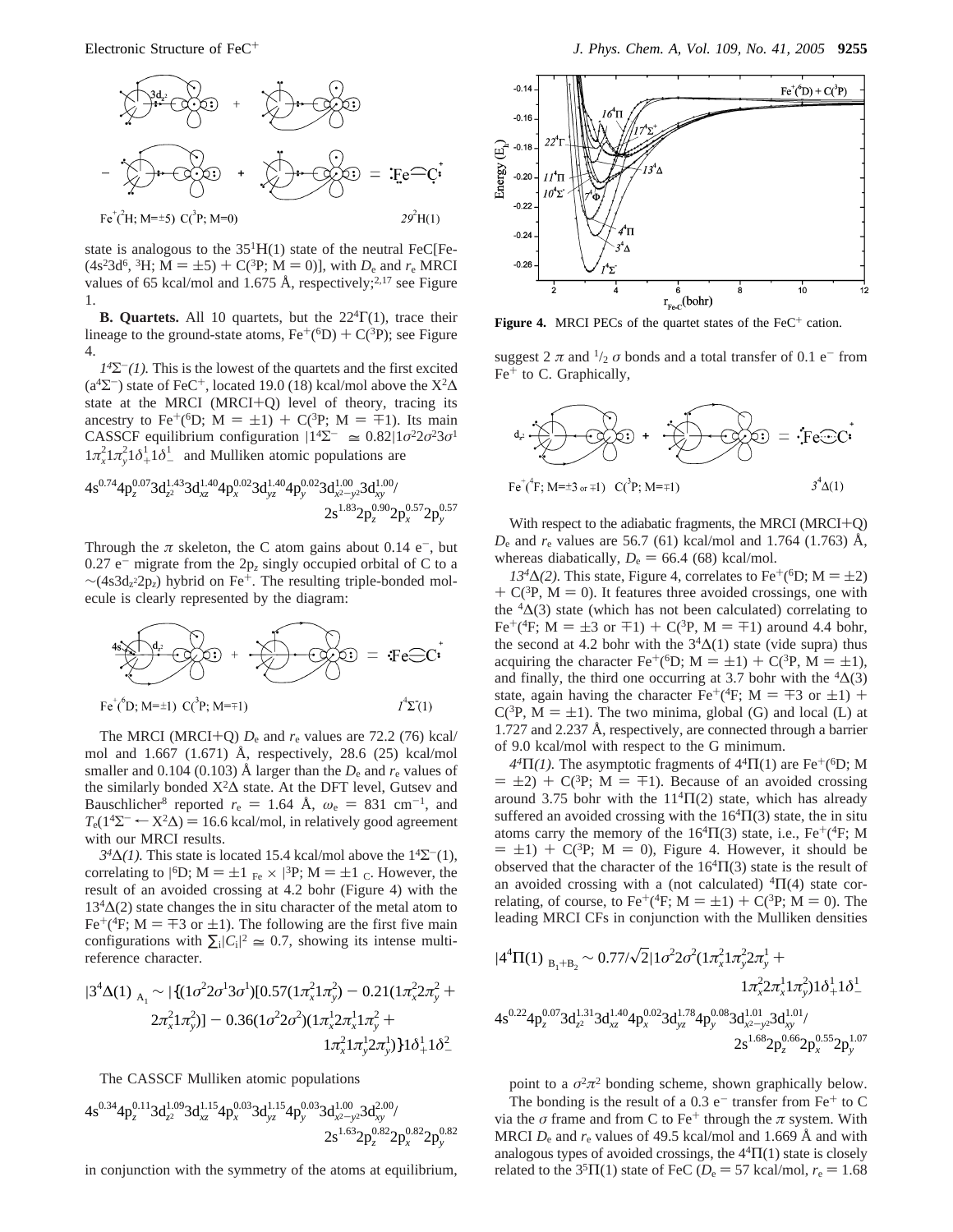$Fe^+(^2H; M=\pm5)$ $C(^3P; M=0)$ $29^2H(1)$

state is analogous to the $35^1H(1)$ state of the neutral FeC[Fe-($4s^23d^6$, $^3H$; M = ±5) + C($^3P$; M = 0)], with $D_e$ and $r_e$ MRCI values of 65 kcal/mol and 1.675 Å, respectively;[2,17] see Figure 1.

**B. Quartets.** All 10 quartets, but the $22^4\Gamma(1)$, trace their lineage to the ground-state atoms, $Fe^+(^6D)$ + $C(^3P)$; see Figure 4.

*$1^4\Sigma^-(1)$.* This is the lowest of the quartets and the first excited ($a^4\Sigma^-$) state of $FeC^+$, located 19.0 (18) kcal/mol above the $X^2\Delta$ state at the MRCI (MRCI+Q) level of theory, tracing its ancestry to $Fe^+(^6D; M = \pm1)$ + $C(^3P; M = \mp1)$. Its main CASSCF equilibrium configuration $|1^4\Sigma^-\rangle \cong 0.82|1\sigma^2 2\sigma^2 3\sigma^1 1\pi_x^2 1\pi_y^2 1\delta_+^1 1\delta_-^1\rangle$ and Mulliken atomic populations are

$$4s^{0.74}4p_z^{0.07}3d_{z^2}^{1.43}3d_{xz}^{1.40}4p_x^{0.02}3d_{yz}^{1.40}4p_y^{0.02}3d_{x^2-y^2}^{1.00}3d_{xy}^{1.00}/2s^{1.83}2p_z^{0.90}2p_x^{0.57}2p_y^{0.57}$$

Through the $\pi$ skeleton, the C atom gains about 0.14 $e^-$, but 0.27 $e^-$ migrate from the $2p_z$ singly occupied orbital of C to a $\sim(4s3d_{z^2}2p_z)$ hybrid on $Fe^+$. The resulting triple-bonded molecule is clearly represented by the diagram:

$Fe^+(^6D; M=\pm1)$ $C(^3P; M=\mp1)$ $1^4\Sigma^-(1)$

The MRCI (MRCI+Q) $D_e$ and $r_e$ values are 72.2 (76) kcal/mol and 1.667 (1.671) Å, respectively, 28.6 (25) kcal/mol smaller and 0.104 (0.103) Å larger than the $D_e$ and $r_e$ values of the similarly bonded $X^2\Delta$ state. At the DFT level, Gutsev and Bauschlicher[8] reported $r_e$ = 1.64 Å, $\omega_e$ = 831 $cm^{-1}$, and $T_e(1^4\Sigma^- \leftarrow X^2\Delta)$ = 16.6 kcal/mol, in relatively good agreement with our MRCI results.

*$3^4\Delta(1)$.* This state is located 15.4 kcal/mol above the $1^4\Sigma^-(1)$, correlating to $|^6D; M = \pm1\rangle_{Fe} \times |^3P; M = \pm1\rangle_C$. However, the result of an avoided crossing at 4.2 bohr (Figure 4) with the $13^4\Delta(2)$ state changes the in situ character of the metal atom to $Fe^+(^4F; M = \mp3$ or $\pm1)$. The following are the first five main configurations with $\sum_i|C_i|^2 \cong 0.7$, showing its intense multireference character.

$$|3^4\Delta(1)\rangle_{A_1} \sim |\{(1\sigma^2 2\sigma^1 3\sigma^1)[0.57(1\pi_x^2 1\pi_y^2) - 0.21(1\pi_x^2 2\pi_y^2 + 2\pi_x^2 1\pi_y^2)] - 0.36(1\sigma^2 2\sigma^2)(1\pi_x^1 2\pi_x^1 1\pi_y^2 + 1\pi_x^2 1\pi_y^1 2\pi_y^1)\}1\delta_+^1 1\delta_-^2\rangle$$

The CASSCF Mulliken atomic populations

$$4s^{0.34}4p_z^{0.11}3d_{z^2}^{1.09}3d_{xz}^{1.15}4p_x^{0.03}3d_{yz}^{1.15}4p_y^{0.03}3d_{x^2-y^2}^{1.00}3d_{xy}^{2.00}/2s^{1.63}2p_z^{0.82}2p_x^{0.82}2p_y^{0.82}$$

in conjunction with the symmetry of the atoms at equilibrium,

Energy ($E_h$)
$r_{Fe-C}$(bohr)
-0.14
-0.16
-0.18
-0.20
-0.22
-0.24
-0.26
2 4 6 8 10 12
$Fe^+(^6D) + C(^3P)$
$16^4\Pi$
$17^4\Sigma^+$
$22^4\Gamma$
$13^4\Delta$
$11^4\Pi$
$10^4\Sigma^-$
$7^4\Phi$
$4^4\Pi$
$3^4\Delta$
$1^4\Sigma^-$

**Figure 4.** MRCI PECs of the quartet states of the $FeC^+$ cation.

suggest 2 $\pi$ and $^1/_2$ $\sigma$ bonds and a total transfer of 0.1 $e^-$ from $Fe^+$ to C. Graphically,

$Fe^+(^4F; M=\pm3$ or $\mp1)$ $C(^3P; M=\mp1)$ $3^4\Delta(1)$

With respect to the adiabatic fragments, the MRCI (MRCI+Q) $D_e$ and $r_e$ values are 56.7 (61) kcal/mol and 1.764 (1.763) Å, whereas diabatically, $D_e$ = 66.4 (68) kcal/mol.

*$13^4\Delta(2)$.* This state, Figure 4, correlates to $Fe^+(^6D; M = \pm2)$ + $C(^3P, M = 0)$. It features three avoided crossings, one with the $^4\Delta(3)$ state (which has not been calculated) correlating to $Fe^+(^4F; M = \pm3$ or $\mp1)$ + $C(^3P, M = \mp1)$ around 4.4 bohr, the second at 4.2 bohr with the $3^4\Delta(1)$ state (vide supra) thus acquiring the character $Fe^+(^6D; M = \pm1)$ + $C(^3P, M = \pm1)$, and finally, the third one occurring at 3.7 bohr with the $^4\Delta(3)$ state, again having the character $Fe^+(^4F; M = \mp3$ or $\pm1)$ + $C(^3P, M = \pm1)$. The two minima, global (G) and local (L) at 1.727 and 2.237 Å, respectively, are connected through a barrier of 9.0 kcal/mol with respect to the G minimum.

*$4^4\Pi(1)$.* The asymptotic fragments of $4^4\Pi(1)$ are $Fe^+(^6D; M = \pm2)$ + $C(^3P; M = \mp1)$. Because of an avoided crossing around 3.75 bohr with the $11^4\Pi(2)$ state, which has already suffered an avoided crossing with the $16^4\Pi(3)$ state, the in situ atoms carry the memory of the $16^4\Pi(3)$ state, i.e., $Fe^+(^4F; M = \pm1)$ + $C(^3P; M = 0)$, Figure 4. However, it should be observed that the character of the $16^4\Pi(3)$ state is the result of an avoided crossing with a (not calculated) $^4\Pi(4)$ state correlating, of course, to $Fe^+(^4F; M = \pm1)$ + $C(^3P; M = 0)$. The leading MRCI CFs in conjunction with the Mulliken densities

$$|4^4\Pi(1)\rangle_{B_1+B_2} \sim 0.77/\sqrt{2}|1\sigma^2 2\sigma^2(1\pi_x^2 1\pi_y^2 2\pi_y^1 + 1\pi_x^2 2\pi_x^1 1\pi_y^2)1\delta_+^1 1\delta_-^1\rangle$$

$$4s^{0.22}4p_z^{0.07}3d_{z^2}^{1.31}3d_{xz}^{1.40}4p_x^{0.02}3d_{yz}^{1.78}4p_y^{0.08}3d_{x^2-y^2}^{1.01}3d_{xy}^{1.01}/2s^{1.68}2p_z^{0.66}2p_x^{0.55}2p_y^{1.07}$$

point to a $\sigma^2\pi^2$ bonding scheme, shown graphically below.

The bonding is the result of a 0.3 $e^-$ transfer from $Fe^+$ to C via the $\sigma$ frame and from C to $Fe^+$ through the $\pi$ system. With MRCI $D_e$ and $r_e$ values of 49.5 kcal/mol and 1.669 Å and with analogous types of avoided crossings, the $4^4\Pi(1)$ state is closely related to the $3^5\Pi(1)$ state of FeC ($D_e$ = 57 kcal/mol, $r_e$ = 1.68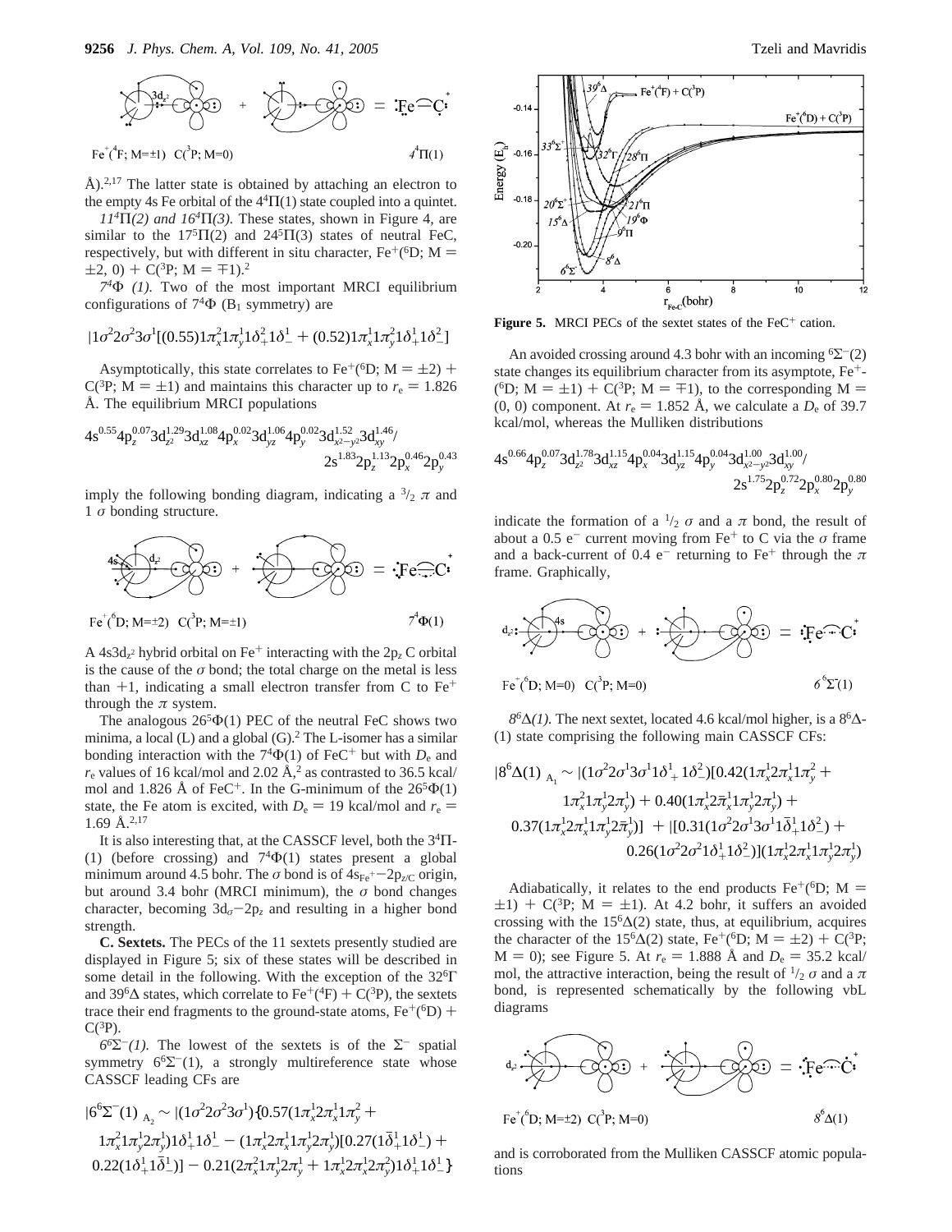Fe$^+$($^4$F; M=±1) C($^3$P; M=0) $4^4\Pi(1)$

Å).[2,17] The latter state is obtained by attaching an electron to the empty 4s Fe orbital of the $4^4\Pi(1)$ state coupled into a quintet.

*$11^4\Pi(2)$ and $16^4\Pi(3)$.* These states, shown in Figure 4, are similar to the $17^5\Pi(2)$ and $24^5\Pi(3)$ states of neutral FeC, respectively, but with different in situ character, Fe$^+$($^6$D; M = ±2, 0) + C($^3$P; M = ∓1).[2]

*$7^4\Phi$ (1).* Two of the most important MRCI equilibrium configurations of $7^4\Phi$ ($B_1$ symmetry) are

$$|1\sigma^2 2\sigma^2 3\sigma^1[(0.55)1\pi_x^1 1\pi_y^1 1\delta_+^2 1\delta_-^1 + (0.52)1\pi_x^1 1\pi_y^2 1\delta_+^1 1\delta_-^2]$$

Asymptotically, this state correlates to Fe$^+$($^6$D; M = ±2) + C($^3$P; M = ±1) and maintains this character up to $r_e$ = 1.826 Å. The equilibrium MRCI populations

$$4s^{0.55}4p_z^{0.07}3d_{z^2}^{1.29}3d_{xz}^{1.08}4p_x^{0.02}3d_{yz}^{1.06}4p_y^{0.02}3d_{x^2-y^2}^{1.52}3d_{xy}^{1.46}/ \quad 2s^{1.83}2p_z^{1.13}2p_x^{0.46}2p_y^{0.43}$$

imply the following bonding diagram, indicating a $^3/_2$ π and 1 σ bonding structure.

Fe$^+$($^6$D; M=±2) C($^3$P; M=±1) $7^4\Phi(1)$

A 4s3d$_{z^2}$ hybrid orbital on Fe$^+$ interacting with the 2p$_z$ C orbital is the cause of the σ bond; the total charge on the metal is less than +1, indicating a small electron transfer from C to Fe$^+$ through the π system.

The analogous $26^5\Phi(1)$ PEC of the neutral FeC shows two minima, a local (L) and a global (G).[2] The L-isomer has a similar bonding interaction with the $7^4\Phi(1)$ of FeC$^+$ but with $D_e$ and $r_e$ values of 16 kcal/mol and 2.02 Å,[2] as contrasted to 36.5 kcal/mol and 1.826 Å of FeC$^+$. In the G-minimum of the $26^5\Phi(1)$ state, the Fe atom is excited, with $D_e$ = 19 kcal/mol and $r_e$ = 1.69 Å.[2,17]

It is also interesting that, at the CASSCF level, both the $3^4\Pi$(1) (before crossing) and $7^4\Phi(1)$ states present a global minimum around 4.5 bohr. The σ bond is of $4s_{Fe^+}-2p_{z/C}$ origin, but around 3.4 bohr (MRCI minimum), the σ bond changes character, becoming $3d_\sigma-2p_z$ and resulting in a higher bond strength.

**C. Sextets.** The PECs of the 11 sextets presently studied are displayed in Figure 5; six of these states will be described in some detail in the following. With the exception of the $32^6\Gamma$ and $39^6\Delta$ states, which correlate to Fe$^+$($^4$F) + C($^3$P), the sextets trace their end fragments to the ground-state atoms, Fe$^+$($^6$D) + C($^3$P).

*$6^6\Sigma^-(1)$.* The lowest of the sextets is of the $\Sigma^-$ spatial symmetry $6^6\Sigma^-(1)$, a strongly multireference state whose CASSCF leading CFs are

$$|6^6\Sigma^-(1)\rangle_{A_2} \sim |(1\sigma^2 2\sigma^2 3\sigma^1)\{0.57(1\pi_x^1 2\pi_x^1 1\pi_y^2 + 1\pi_x^2 1\pi_y^1 2\pi_y^1)1\delta_+^1 1\delta_-^1 - (1\pi_x^1 2\pi_x^1 1\pi_y^1 2\pi_y^1)[0.27(1\bar{\delta}_+^1 1\delta_-^1) + 0.22(1\delta_+^1 1\bar{\delta}_-^1)] - 0.21(2\pi_x^2 1\pi_y^1 2\pi_y^1 + 1\pi_x^1 2\pi_x^1 2\pi_y^2)1\delta_+^1 1\delta_-^1\}$$

39$^6\Delta$ Fe$^+$($^4$F) + C($^3$P)
Fe$^+$($^6$D) + C($^3$P)
33$^6\Sigma^+$ 32$^6\Gamma$ 28$^6\Pi$
20$^6\Sigma^+$ 21$^6\Pi$
15$^6\Delta$ 19$^6\Phi$
9$^6\Pi$
8$^6\Delta$
6$^6\Sigma^-$
Energy ($E_h$)
-0.14
-0.16
-0.18
-0.20
2 4 6 8 10 12
$r_{Fe-C}$(bohr)

**Figure 5.** MRCI PECs of the sextet states of the FeC$^+$ cation.

An avoided crossing around 4.3 bohr with an incoming $^6\Sigma^-(2)$ state changes its equilibrium character from its asymptote, Fe$^+$($^6$D; M = ±1) + C($^3$P; M = ∓1), to the corresponding M = (0, 0) component. At $r_e$ = 1.852 Å, we calculate a $D_e$ of 39.7 kcal/mol, whereas the Mulliken distributions

$$4s^{0.66}4p_z^{0.07}3d_{z^2}^{1.78}3d_{xz}^{1.15}4p_x^{0.04}3d_{yz}^{1.15}4p_y^{0.04}3d_{x^2-y^2}^{1.00}3d_{xy}^{1.00}/ \quad 2s^{1.75}2p_z^{0.72}2p_x^{0.80}2p_y^{0.80}$$

indicate the formation of a $^1/_2$ σ and a π bond, the result of about a 0.5 e$^-$ current moving from Fe$^+$ to C via the σ frame and a back-current of 0.4 e$^-$ returning to Fe$^+$ through the π frame. Graphically,

Fe$^+$($^6$D; M=0) C($^3$P; M=0) $6^6\Sigma^-(1)$

*$8^6\Delta(1)$.* The next sextet, located 4.6 kcal/mol higher, is a $8^6\Delta$(1) state comprising the following main CASSCF CFs:

$$|8^6\Delta(1)\rangle_{A_1} \sim |(1\sigma^2 2\sigma^1 3\sigma^1 1\delta_+^1 1\delta_-^2)[0.42(1\pi_x^1 2\pi_x^1 1\pi_y^2 + 1\pi_x^2 1\pi_y^1 2\pi_y^1) + 0.40(1\pi_x^1 2\bar{\pi}_x^1 1\pi_y^1 2\pi_y^1) + 0.37(1\pi_x^1 2\pi_x^1 1\pi_y^1 2\bar{\pi}_y^1)] + |[0.31(1\sigma^2 2\sigma^1 3\sigma^1 1\bar{\delta}_+^1 1\delta_-^2) + 0.26(1\sigma^2 2\sigma^2 1\delta_+^1 1\delta_-^2)](1\pi_x^1 2\pi_x^1 1\pi_y^1 2\pi_y^1)$$

Adiabatically, it relates to the end products Fe$^+$($^6$D; M = ±1) + C($^3$P; M = ±1). At 4.2 bohr, it suffers an avoided crossing with the $15^6\Delta(2)$ state, thus, at equilibrium, acquires the character of the $15^6\Delta(2)$ state, Fe$^+$($^6$D; M = ±2) + C($^3$P; M = 0); see Figure 5. At $r_e$ = 1.888 Å and $D_e$ = 35.2 kcal/mol, the attractive interaction, being the result of $^1/_2$ σ and a π bond, is represented schematically by the following vbL diagrams

Fe$^+$($^6$D; M=±2) C($^3$P; M=0) $8^6\Delta(1)$

and is corroborated from the Mulliken CASSCF atomic populations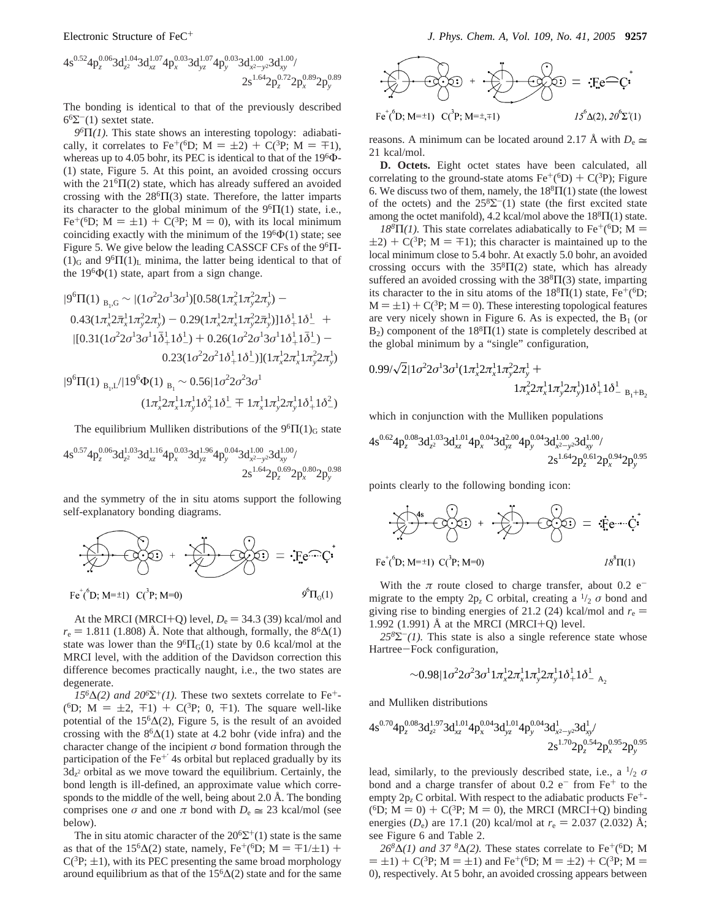$$4s^{0.52}4p_z^{0.06}3d_{z^2}^{1.04}3d_{xz}^{1.07}4p_x^{0.03}3d_{yz}^{1.07}4p_y^{0.03}3d_{x^2-y^2}^{1.00}3d_{xy}^{1.00}/2s^{1.64}2p_z^{0.72}2p_x^{0.89}2p_y^{0.89}$$

The bonding is identical to that of the previously described $6^6\Sigma^-(1)$ sextet state.

*$9^6\Pi(1)$.* This state shows an interesting topology: adiabatically, it correlates to $Fe^+(^6D; M = \pm 2) + C(^3P; M = \mp 1)$, whereas up to 4.05 bohr, its PEC is identical to that of the $19^6\Phi(1)$ state, Figure 5. At this point, an avoided crossing occurs with the $21^6\Pi(2)$ state, which has already suffered an avoided crossing with the $28^6\Pi(3)$ state. Therefore, the latter imparts its character to the global minimum of the $9^6\Pi(1)$ state, i.e., $Fe^+(^6D; M = \pm 1) + C(^3P; M = 0)$, with its local minimum coinciding exactly with the minimum of the $19^6\Phi(1)$ state; see Figure 5. We give below the leading CASSCF CFs of the $9^6\Pi(1)_G$ and $9^6\Pi(1)_L$ minima, the latter being identical to that of the $19^6\Phi(1)$ state, apart from a sign change.

$$|9^6\Pi(1)\rangle_{B_1,G} \sim |(1\sigma^2 2\sigma^1 3\sigma^1)[0.58(1\pi_x^2 1\pi_y^2 2\pi_y^1) - 0.43(1\pi_x^1 2\bar{\pi}_x^1 1\pi_y^2 2\pi_y^1) - 0.29(1\pi_x^1 2\pi_x^1 1\pi_y^2 2\bar{\pi}_y^1)]1\delta_+^1 1\delta_-^1\rangle + |[0.31(1\sigma^2 2\sigma^1 3\sigma^1 1\bar{\delta}_+^1 1\delta_-^1) + 0.26(1\sigma^2 2\sigma^1 3\sigma^1 1\delta_+^1 1\bar{\delta}_-^1) - 0.23(1\sigma^2 2\sigma^2 1\delta_+^1 1\delta_-^1)](1\pi_x^1 2\pi_x^1 1\pi_y^2 2\pi_y^1)\rangle$$

$$|9^6\Pi(1)\rangle_{B_1,L}/|19^6\Phi(1)\rangle_{B_1} \sim 0.56|1\sigma^2 2\sigma^2 3\sigma^1 (1\pi_x^1 2\pi_x^1 1\pi_y^1 1\delta_+^2 1\delta_-^1 \mp 1\pi_x^1 1\pi_y^1 2\pi_y^1 1\delta_+^1 1\delta_-^2)\rangle$$

The equilibrium Mulliken distributions of the $9^6\Pi(1)_G$ state

$$4s^{0.57}4p_z^{0.06}3d_{z^2}^{1.03}3d_{xz}^{1.16}4p_x^{0.03}3d_{yz}^{1.96}4p_y^{0.04}3d_{x^2-y^2}^{1.00}3d_{xy}^{1.00}/2s^{1.64}2p_z^{0.69}2p_x^{0.80}2p_y^{0.98}$$

and the symmetry of the in situ atoms support the following self-explanatory bonding diagrams.

$Fe^+(^6D; M=\pm1)$ $C(^3P; M=0)$ $9^6\Pi_G(1)$

At the MRCI (MRCI+Q) level, $D_e = 34.3$ (39) kcal/mol and $r_e = 1.811$ (1.808) Å. Note that although, formally, the $8^6\Delta(1)$ state was lower than the $9^6\Pi_G(1)$ state by 0.6 kcal/mol at the MRCI level, with the addition of the Davidson correction this difference becomes practically naught, i.e., the two states are degenerate.

*$15^6\Delta(2)$ and $20^6\Sigma^+(1)$.* These two sextets correlate to $Fe^+(^6D; M = \pm 2, \mp 1) + C(^3P; 0, \mp 1)$. The square well-like potential of the $15^6\Delta(2)$, Figure 5, is the result of an avoided crossing with the $8^6\Delta(1)$ state at 4.2 bohr (vide infra) and the character change of the incipient σ bond formation through the participation of the $Fe^+$ 4s orbital but replaced gradually by its $3d_{z^2}$ orbital as we move toward the equilibrium. Certainly, the bond length is ill-defined, an approximate value which corresponds to the middle of the well, being about 2.0 Å. The bonding comprises one σ and one π bond with $D_e \cong 23$ kcal/mol (see below).

The in situ atomic character of the $20^6\Sigma^+(1)$ state is the same as that of the $15^6\Delta(2)$ state, namely, $Fe^+(^6D; M = \mp 1/\pm 1) + C(^3P; \pm 1)$, with its PEC presenting the same broad morphology around equilibrium as that of the $15^6\Delta(2)$ state and for the same reasons. A minimum can be located around 2.17 Å with $D_e \cong 21$ kcal/mol.

$Fe^+(^6D; M=\pm1)$ $C(^3P; M=\pm,\mp1)$ $15^6\Delta(2)$, $20^6\Sigma^+(1)$

**D. Octets.** Eight octet states have been calculated, all correlating to the ground-state atoms $Fe^+(^6D) + C(^3P)$; Figure 6. We discuss two of them, namely, the $18^8\Pi(1)$ state (the lowest of the octets) and the $25^8\Sigma^-(1)$ state (the first excited state among the octet manifold), 4.2 kcal/mol above the $18^8\Pi(1)$ state.

*$18^8\Pi(1)$.* This state correlates adiabatically to $Fe^+(^6D; M = \pm 2) + C(^3P; M = \mp 1)$; this character is maintained up to the local minimum close to 5.4 bohr. At exactly 5.0 bohr, an avoided crossing occurs with the $35^8\Pi(2)$ state, which has already suffered an avoided crossing with the $38^8\Pi(3)$ state, imparting its character to the in situ atoms of the $18^8\Pi(1)$ state, $Fe^+(^6D; M = \pm 1) + C(^3P; M = 0)$. These interesting topological features are very nicely shown in Figure 6. As is expected, the $B_1$ (or $B_2$) component of the $18^8\Pi(1)$ state is completely described at the global minimum by a "single" configuration,

$$0.99/\sqrt{2}|1\sigma^2 2\sigma^1 3\sigma^1 (1\pi_x^1 2\pi_x^1 1\pi_y^2 2\pi_y^1 + 1\pi_x^2 2\pi_x^1 1\pi_y^1 2\pi_y^1) 1\delta_+^1 1\delta_-^1\rangle_{B_1+B_2}$$

which in conjunction with the Mulliken populations

$$4s^{0.62}4p_z^{0.08}3d_{z^2}^{1.03}3d_{xz}^{1.01}4p_x^{0.04}3d_{yz}^{2.00}4p_y^{0.04}3d_{x^2-y^2}^{1.00}3d_{xy}^{1.00}/2s^{1.64}2p_z^{0.61}2p_x^{0.94}2p_y^{0.95}$$

points clearly to the following bonding icon:

$Fe^+(^6D; M=\pm1)$ $C(^3P; M=0)$ $18^8\Pi(1)$

With the π route closed to charge transfer, about 0.2 $e^-$ migrate to the empty $2p_z$ C orbital, creating a $^1/_2$ σ bond and giving rise to binding energies of 21.2 (24) kcal/mol and $r_e = 1.992$ (1.991) Å at the MRCI (MRCI+Q) level.

*$25^8\Sigma^-(1)$.* This state is also a single reference state whose Hartree–Fock configuration,

$$\sim 0.98|1\sigma^2 2\sigma^2 3\sigma^1 1\pi_x^1 2\pi_x^1 1\pi_y^1 2\pi_y^1 1\delta_+^1 1\delta_-^1\rangle_{A_2}$$

and Mulliken distributions

$$4s^{0.70}4p_z^{0.08}3d_{z^2}^{1.97}3d_{xz}^{1.01}4p_x^{0.04}3d_{yz}^{1.01}4p_y^{0.04}3d_{x^2-y^2}^{1}3d_{xy}^{1}/2s^{1.70}2p_z^{0.54}2p_x^{0.95}2p_y^{0.95}$$

lead, similarly, to the previously described state, i.e., a $^1/_2$ σ bond and a charge transfer of about 0.2 $e^-$ from $Fe^+$ to the empty $2p_z$ C orbital. With respect to the adiabatic products $Fe^+(^6D; M = 0) + C(^3P; M = 0)$, the MRCI (MRCI+Q) binding energies ($D_e$) are 17.1 (20) kcal/mol at $r_e = 2.037$ (2.032) Å; see Figure 6 and Table 2.

*$26^8\Delta(1)$ and $37\ ^8\Delta(2)$.* These states correlate to $Fe^+(^6D; M = \pm 1) + C(^3P; M = \pm 1)$ and $Fe^+(^6D; M = \pm 2) + C(^3P; M = 0)$, respectively. At 5 bohr, an avoided crossing appears between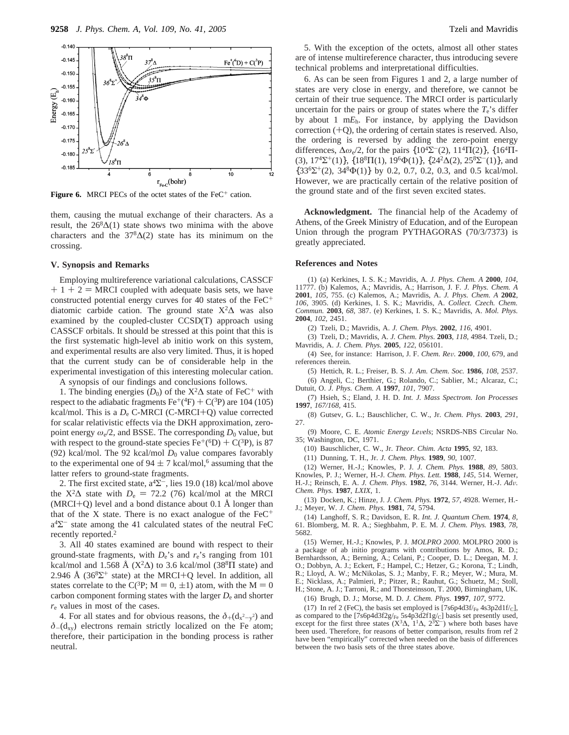-0.140
-0.145
-0.150
-0.155
-0.160
-0.165
-0.170
-0.175
-0.180
-0.185
Energy ($E_h$)
4
6
8
10
12
$r_{Fe-C}$(bohr)
$38^8\Pi$
$37^8\Delta$
$Fe^+(^6D) + C(^3P)$
$36^8\Sigma^+$
$35^8\Pi$
$34^8\Phi$
$26^8\Delta$
$25^8\Sigma^-$
$18^8\Pi$

**Figure 6.** MRCI PECs of the octet states of the $FeC^+$ cation.

them, causing the mutual exchange of their characters. As a result, the $26^8\Delta(1)$ state shows two minima with the above characters and the $37^8\Delta(2)$ state has its minimum on the crossing.

### V. Synopsis and Remarks

Employing multireference variational calculations, CASSCF + 1 + 2 = MRCI coupled with adequate basis sets, we have constructed potential energy curves for 40 states of the $FeC^+$ diatomic carbide cation. The ground state $X^2\Delta$ was also examined by the coupled-cluster CCSD(T) approach using CASSCF orbitals. It should be stressed at this point that this is the first systematic high-level ab initio work on this system, and experimental results are also very limited. Thus, it is hoped that the current study can be of considerable help in the experimental investigation of this interesting molecular cation.

A synopsis of our findings and conclusions follows.

1. The binding energies ($D_0$) of the $X^2\Delta$ state of $FeC^+$ with respect to the adiabatic fragments $Fe^+(^4F) + C(^3P)$ are 104 (105) kcal/mol. This is a $D_e$ C-MRCI (C-MRCI+Q) value corrected for scalar relativistic effects via the DKH approximation, zero-point energy $\omega_e/2$, and BSSE. The corresponding $D_0$ value, but with respect to the ground-state species $Fe^+(^6D) + C(^3P)$, is 87 (92) kcal/mol. The 92 kcal/mol $D_0$ value compares favorably to the experimental one of $94 \pm 7$ kcal/mol,[6] assuming that the latter refers to ground-state fragments.

2. The first excited state, $a^4\Sigma^-$, lies 19.0 (18) kcal/mol above the $X^2\Delta$ state with $D_e$ = 72.2 (76) kcal/mol at the MRCI (MRCI+Q) level and a bond distance about 0.1 Å longer than that of the X state. There is no exact analogue of the $FeC^+$ $a^4\Sigma^-$ state among the 41 calculated states of the neutral FeC recently reported.[2]

3. All 40 states examined are bound with respect to their ground-state fragments, with $D_e$'s and $r_e$'s ranging from 101 kcal/mol and 1.568 Å ($X^2\Delta$) to 3.6 kcal/mol ($38^8\Pi$ state) and 2.946 Å ($36^8\Sigma^+$ state) at the MRCI+Q level. In addition, all states correlate to the $C(^3P; M = 0, \pm1)$ atom, with the M = 0 carbon component forming states with the larger $D_e$ and shorter $r_e$ values in most of the cases.

4. For all states and for obvious reasons, the $\delta_+(d_{x^2-y^2})$ and $\delta_-(d_{xy})$ electrons remain strictly localized on the Fe atom; therefore, their participation in the bonding process is rather neutral.

5. With the exception of the octets, almost all other states are of intense multireference character, thus introducing severe technical problems and interpretational difficulties.

6. As can be seen from Figures 1 and 2, a large number of states are very close in energy, and therefore, we cannot be certain of their true sequence. The MRCI order is particularly uncertain for the pairs or group of states where the $T_e$'s differ by about 1 m$E_h$. For instance, by applying the Davidson correction (+Q), the ordering of certain states is reserved. Also, the ordering is reversed by adding the zero-point energy differences, $\Delta\omega_e/2$, for the pairs {$10^4\Sigma^-(2)$, $11^4\Pi(2)$}, {$16^4\Pi(3)$, $17^4\Sigma^+(1)$}, {$18^8\Pi(1)$, $19^6\Phi(1)$}, {$24^2\Delta(2)$, $25^8\Sigma^-(1)$}, and {$33^6\Sigma^+(2)$, $34^8\Phi(1)$} by 0.2, 0.7, 0.2, 0.3, and 0.5 kcal/mol. However, we are practically certain of the relative position of the ground state and of the first seven excited states.

**Acknowledgment.** The financial help of the Academy of Athens, of the Greek Ministry of Education, and of the European Union through the program PYTHAGORAS (70/3/7373) is greatly appreciated.

### References and Notes

(1) (a) Kerkines, I. S. K.; Mavridis, A. *J. Phys. Chem. A* **2000**, *104*, 11777. (b) Kalemos, A.; Mavridis, A.; Harrison, J. F. *J. Phys. Chem. A* **2001**, *105*, 755. (c) Kalemos, A.; Mavridis, A. *J. Phys. Chem. A* **2002**, *106*, 3905. (d) Kerkines, I. S. K.; Mavridis, A. *Collect. Czech. Chem. Commun.* **2003**, *68*, 387. (e) Kerkines, I. S. K.; Mavridis, A. *Mol. Phys.* **2004**, *102*, 2451.

(2) Tzeli, D.; Mavridis, A. *J. Chem. Phys.* **2002**, *116*, 4901.

(3) Tzeli, D.; Mavridis, A. *J. Chem. Phys.* **2003**, *118*, 4984. Tzeli, D.; Mavridis, A. *J. Chem. Phys.* **2005**, *122*, 056101.

(4) See, for instance: Harrison, J. F. *Chem. Rev.* **2000**, *100*, 679, and references therein.

(5) Hettich, R. L.; Freiser, B. S. *J. Am. Chem. Soc.* **1986**, *108*, 2537.

(6) Angeli, C.; Berthier, G.; Rolando, C.; Sablier, M.; Alcaraz, C.; Dutuit, O. *J. Phys. Chem. A* **1997**, *101*, 7907.

(7) Hsieh, S.; Eland, J. H. D. *Int. J. Mass Spectrom. Ion Processes* **1997**, *167/168*, 415.

(8) Gutsev, G. L.; Bauschlicher, C. W., Jr. *Chem. Phys.* **2003**, *291*, 27.

(9) Moore, C. E. *Atomic Energy Levels*; NSRDS-NBS Circular No. 35; Washington, DC, 1971.

(10) Bauschlicher, C. W., Jr. *Theor. Chim. Acta* **1995**, *92*, 183.

(11) Dunning, T. H., Jr. *J. Chem. Phys.* **1989**, *90*, 1007.

(12) Werner, H.-J.; Knowles, P. J. *J. Chem. Phys.* **1988**, *89*, 5803. Knowles, P. J.; Werner, H.-J. *Chem. Phys. Lett.* **1988**, *145*, 514. Werner, H.-J.; Reinsch, E. A. *J. Chem. Phys.* **1982**, *76*, 3144. Werner, H.-J. *Adv. Chem. Phys.* **1987**, *LXIX*, 1.

(13) Docken, K.; Hinze, J. *J. Chem. Phys.* **1972**, *57*, 4928. Werner, H.-J.; Meyer, W. *J. Chem. Phys.* **1981**, *74*, 5794.

(14) Langhoff, S. R.; Davidson, E. R. *Int. J. Quantum Chem.* **1974**, *8*, 61. Blomberg, M. R. A.; Sieghbahm, P. E. M. *J. Chem. Phys.* **1983**, *78*, 5682.

(15) Werner, H.-J.; Knowles, P. J. *MOLPRO 2000*. MOLPRO 2000 is a package of ab initio programs with contributions by Amos, R. D.; Bernhardsson, A.; Berning, A.; Celani, P.; Cooper, D. L.; Deegan, M. J. O.; Dobbyn, A. J.; Eckert, F.; Hampel, C.; Hetzer, G.; Korona, T.; Lindh, R.; Lloyd, A. W.; McNikolas, S. J.; Manby, F. R.; Meyer, W.; Mura, M. E.; Nicklass, A.; Palmieri, P.; Pitzer, R.; Rauhut, G.; Schuetz, M.; Stoll, H.; Stone, A. J.; Tarroni, R.; and Thorsteinsson, T. 2000, Birmingham, UK.

(16) Brugh, D. J.; Morse, M. D. *J. Chem. Phys.* **1997**, *107*, 9772.

(17) In ref 2 (FeC), the basis set employed is [$7s6p4d3f_{/Fe}$ $4s3p2d1f_{/C}$], as compared to the [$7s6p4d3f2g_{/Fe}$ $5s4p3d2f1g_{/C}$] basis set presently used, except for the first three states ($X^3\Delta$, $1^1\Delta$, $2^3\Sigma^-$) where both bases have been used. Therefore, for reasons of better comparison, results from ref 2 have been "empirically" corrected when needed on the basis of differences between the two basis sets of the three states above.